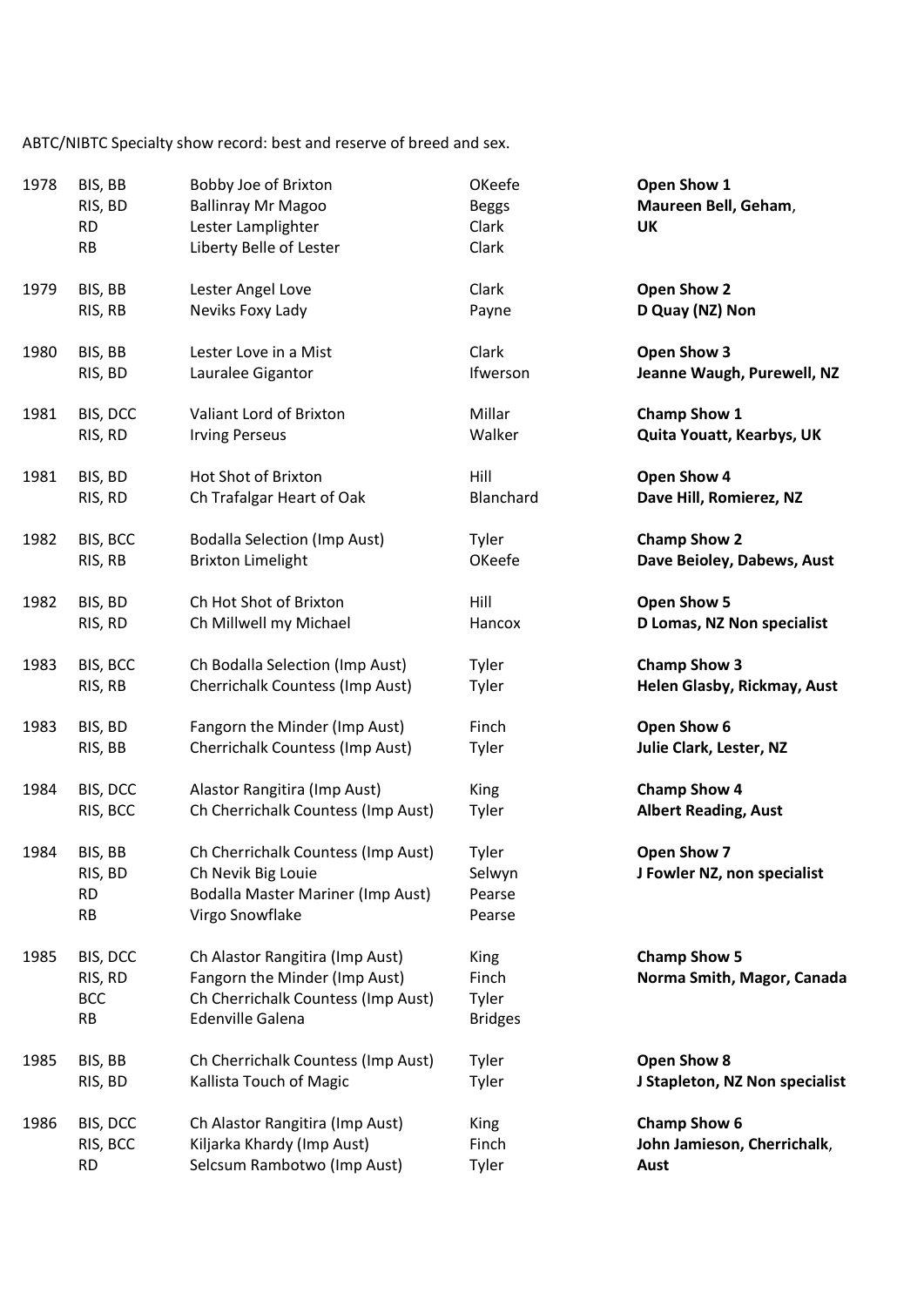ABTC/NIBTC Specialty show record: best and reserve of breed and sex.

| Year | Award | Dog | Owner | Show / Judge |
|---|---|---|---|---|
| 1978 | BIS, BB | Bobby Joe of Brixton | OKeefe | **Open Show 1** |
| | RIS, BD | Ballinray Mr Magoo | Beggs | **Maureen Bell, Geham**, |
| | RD | Lester Lamplighter | Clark | **UK** |
| | RB | Liberty Belle of Lester | Clark | |
| 1979 | BIS, BB | Lester Angel Love | Clark | **Open Show 2** |
| | RIS, RB | Neviks Foxy Lady | Payne | **D Quay (NZ) Non** |
| 1980 | BIS, BB | Lester Love in a Mist | Clark | **Open Show 3** |
| | RIS, BD | Lauralee Gigantor | Ifwerson | **Jeanne Waugh, Purewell, NZ** |
| 1981 | BIS, DCC | Valiant Lord of Brixton | Millar | **Champ Show 1** |
| | RIS, RD | Irving Perseus | Walker | **Quita Youatt, Kearbys, UK** |
| 1981 | BIS, BD | Hot Shot of Brixton | Hill | **Open Show 4** |
| | RIS, RD | Ch Trafalgar Heart of Oak | Blanchard | **Dave Hill, Romierez, NZ** |
| 1982 | BIS, BCC | Bodalla Selection (Imp Aust) | Tyler | **Champ Show 2** |
| | RIS, RB | Brixton Limelight | OKeefe | **Dave Beioley, Dabews, Aust** |
| 1982 | BIS, BD | Ch Hot Shot of Brixton | Hill | **Open Show 5** |
| | RIS, RD | Ch Millwell my Michael | Hancox | **D Lomas, NZ Non specialist** |
| 1983 | BIS, BCC | Ch Bodalla Selection (Imp Aust) | Tyler | **Champ Show 3** |
| | RIS, RB | Cherrichalk Countess (Imp Aust) | Tyler | **Helen Glasby, Rickmay, Aust** |
| 1983 | BIS, BD | Fangorn the Minder (Imp Aust) | Finch | **Open Show 6** |
| | RIS, BB | Cherrichalk Countess (Imp Aust) | Tyler | **Julie Clark, Lester, NZ** |
| 1984 | BIS, DCC | Alastor Rangitira (Imp Aust) | King | **Champ Show 4** |
| | RIS, BCC | Ch Cherrichalk Countess (Imp Aust) | Tyler | **Albert Reading, Aust** |
| 1984 | BIS, BB | Ch Cherrichalk Countess (Imp Aust) | Tyler | **Open Show 7** |
| | RIS, BD | Ch Nevik Big Louie | Selwyn | **J Fowler NZ, non specialist** |
| | RD | Bodalla Master Mariner (Imp Aust) | Pearse | |
| | RB | Virgo Snowflake | Pearse | |
| 1985 | BIS, DCC | Ch Alastor Rangitira (Imp Aust) | King | **Champ Show 5** |
| | RIS, RD | Fangorn the Minder (Imp Aust) | Finch | **Norma Smith, Magor, Canada** |
| | BCC | Ch Cherrichalk Countess (Imp Aust) | Tyler | |
| | RB | Edenville Galena | Bridges | |
| 1985 | BIS, BB | Ch Cherrichalk Countess (Imp Aust) | Tyler | **Open Show 8** |
| | RIS, BD | Kallista Touch of Magic | Tyler | **J Stapleton, NZ Non specialist** |
| 1986 | BIS, DCC | Ch Alastor Rangitira (Imp Aust) | King | **Champ Show 6** |
| | RIS, BCC | Kiljarka Khardy (Imp Aust) | Finch | **John Jamieson, Cherrichalk**, |
| | RD | Selcsum Rambotwo (Imp Aust) | Tyler | **Aust** |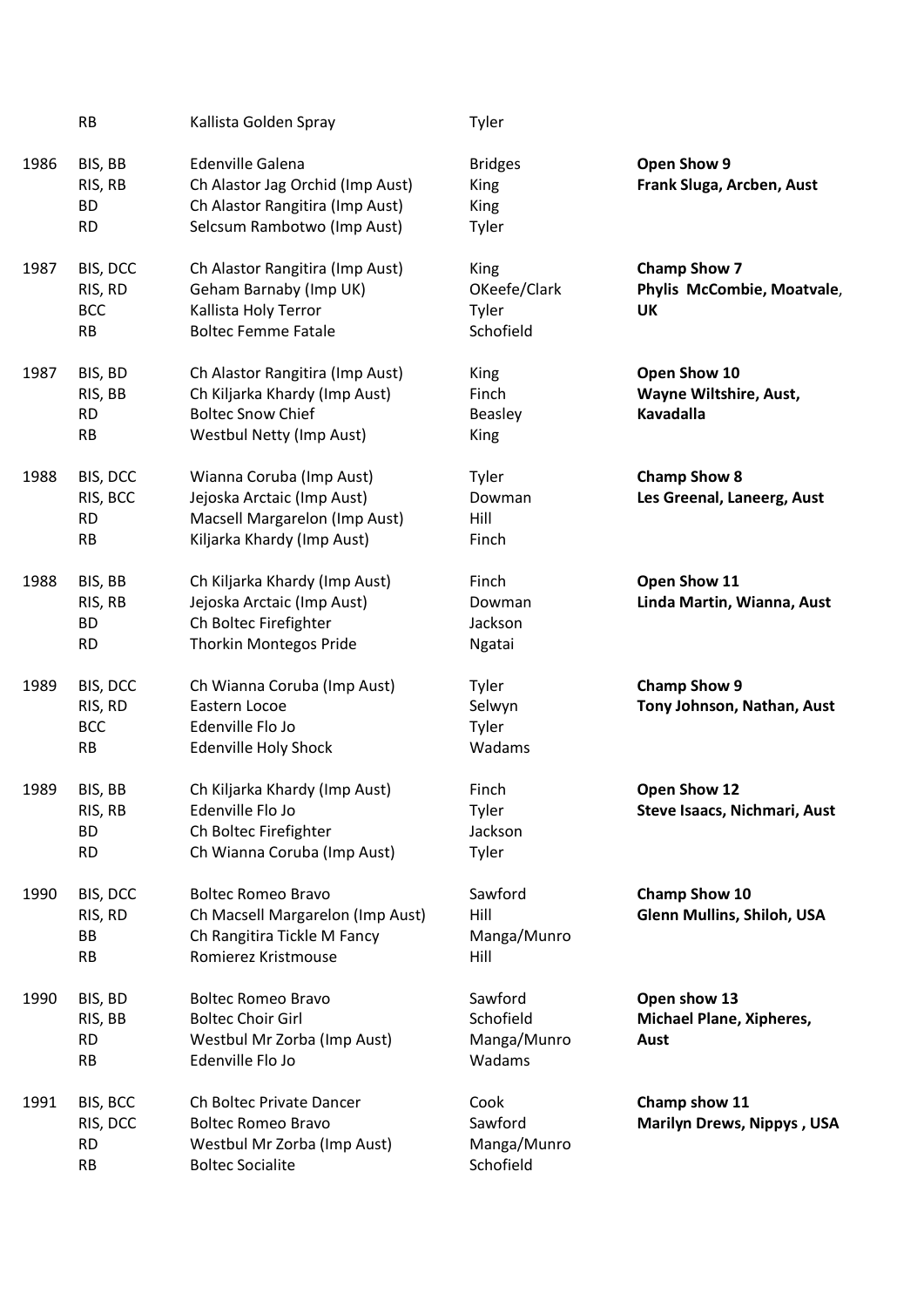| Year | Award | Dog | Owner | Show / Judge |
|---|---|---|---|---|
| | RB | Kallista Golden Spray | Tyler | |
| 1986 | BIS, BB | Edenville Galena | Bridges | **Open Show 9** |
| | RIS, RB | Ch Alastor Jag Orchid (Imp Aust) | King | **Frank Sluga, Arcben, Aust** |
| | BD | Ch Alastor Rangitira (Imp Aust) | King | |
| | RD | Selcsum Rambotwo (Imp Aust) | Tyler | |
| 1987 | BIS, DCC | Ch Alastor Rangitira (Imp Aust) | King | **Champ Show 7** |
| | RIS, RD | Geham Barnaby (Imp UK) | OKeefe/Clark | **Phylis McCombie, Moatvale, UK** |
| | BCC | Kallista Holy Terror | Tyler | |
| | RB | Boltec Femme Fatale | Schofield | |
| 1987 | BIS, BD | Ch Alastor Rangitira (Imp Aust) | King | **Open Show 10** |
| | RIS, BB | Ch Kiljarka Khardy (Imp Aust) | Finch | **Wayne Wiltshire, Aust, Kavadalla** |
| | RD | Boltec Snow Chief | Beasley | |
| | RB | Westbul Netty (Imp Aust) | King | |
| 1988 | BIS, DCC | Wianna Coruba (Imp Aust) | Tyler | **Champ Show 8** |
| | RIS, BCC | Jejoska Arctaic (Imp Aust) | Dowman | **Les Greenal, Laneerg, Aust** |
| | RD | Macsell Margarelon (Imp Aust) | Hill | |
| | RB | Kiljarka Khardy (Imp Aust) | Finch | |
| 1988 | BIS, BB | Ch Kiljarka Khardy (Imp Aust) | Finch | **Open Show 11** |
| | RIS, RB | Jejoska Arctaic (Imp Aust) | Dowman | **Linda Martin, Wianna, Aust** |
| | BD | Ch Boltec Firefighter | Jackson | |
| | RD | Thorkin Montegos Pride | Ngatai | |
| 1989 | BIS, DCC | Ch Wianna Coruba (Imp Aust) | Tyler | **Champ Show 9** |
| | RIS, RD | Eastern Locoe | Selwyn | **Tony Johnson, Nathan, Aust** |
| | BCC | Edenville Flo Jo | Tyler | |
| | RB | Edenville Holy Shock | Wadams | |
| 1989 | BIS, BB | Ch Kiljarka Khardy (Imp Aust) | Finch | **Open Show 12** |
| | RIS, RB | Edenville Flo Jo | Tyler | **Steve Isaacs, Nichmari, Aust** |
| | BD | Ch Boltec Firefighter | Jackson | |
| | RD | Ch Wianna Coruba (Imp Aust) | Tyler | |
| 1990 | BIS, DCC | Boltec Romeo Bravo | Sawford | **Champ Show 10** |
| | RIS, RD | Ch Macsell Margarelon (Imp Aust) | Hill | **Glenn Mullins, Shiloh, USA** |
| | BB | Ch Rangitira Tickle M Fancy | Manga/Munro | |
| | RB | Romierez Kristmouse | Hill | |
| 1990 | BIS, BD | Boltec Romeo Bravo | Sawford | **Open show 13** |
| | RIS, BB | Boltec Choir Girl | Schofield | **Michael Plane, Xipheres, Aust** |
| | RD | Westbul Mr Zorba (Imp Aust) | Manga/Munro | |
| | RB | Edenville Flo Jo | Wadams | |
| 1991 | BIS, BCC | Ch Boltec Private Dancer | Cook | **Champ show 11** |
| | RIS, DCC | Boltec Romeo Bravo | Sawford | **Marilyn Drews, Nippys , USA** |
| | RD | Westbul Mr Zorba (Imp Aust) | Manga/Munro | |
| | RB | Boltec Socialite | Schofield | |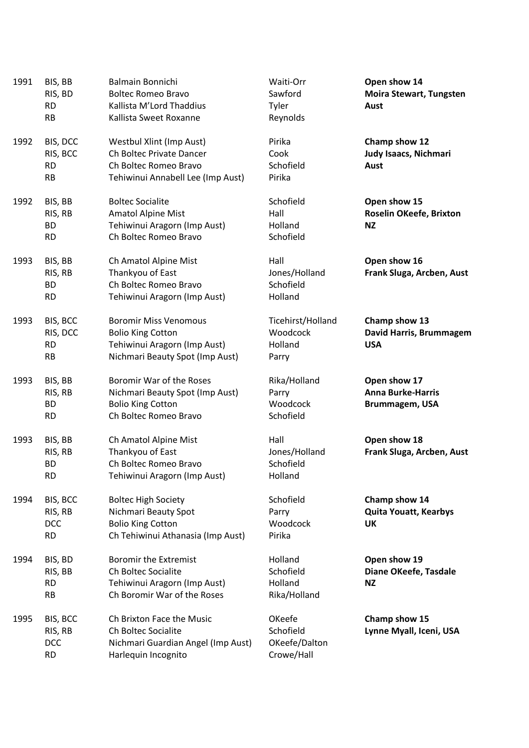| Year | Award | Name | Owner | Show / Judge |
|---|---|---|---|---|
| 1991 | BIS, BB | Balmain Bonnichi | Waiti-Orr | **Open show 14** |
| | RIS, BD | Boltec Romeo Bravo | Sawford | **Moira Stewart, Tungsten** |
| | RD | Kallista M'Lord Thaddius | Tyler | **Aust** |
| | RB | Kallista Sweet Roxanne | Reynolds | |
| 1992 | BIS, DCC | Westbul Xlint (Imp Aust) | Pirika | **Champ show 12** |
| | RIS, BCC | Ch Boltec Private Dancer | Cook | **Judy Isaacs, Nichmari** |
| | RD | Ch Boltec Romeo Bravo | Schofield | **Aust** |
| | RB | Tehiwinui Annabell Lee (Imp Aust) | Pirika | |
| 1992 | BIS, BB | Boltec Socialite | Schofield | **Open show 15** |
| | RIS, RB | Amatol Alpine Mist | Hall | **Roselin OKeefe, Brixton** |
| | BD | Tehiwinui Aragorn (Imp Aust) | Holland | **NZ** |
| | RD | Ch Boltec Romeo Bravo | Schofield | |
| 1993 | BIS, BB | Ch Amatol Alpine Mist | Hall | **Open show 16** |
| | RIS, RB | Thankyou of East | Jones/Holland | **Frank Sluga, Arcben, Aust** |
| | BD | Ch Boltec Romeo Bravo | Schofield | |
| | RD | Tehiwinui Aragorn (Imp Aust) | Holland | |
| 1993 | BIS, BCC | Boromir Miss Venomous | Ticehirst/Holland | **Champ show 13** |
| | RIS, DCC | Bolio King Cotton | Woodcock | **David Harris, Brummagem** |
| | RD | Tehiwinui Aragorn (Imp Aust) | Holland | **USA** |
| | RB | Nichmari Beauty Spot (Imp Aust) | Parry | |
| 1993 | BIS, BB | Boromir War of the Roses | Rika/Holland | **Open show 17** |
| | RIS, RB | Nichmari Beauty Spot (Imp Aust) | Parry | **Anna Burke-Harris** |
| | BD | Bolio King Cotton | Woodcock | **Brummagem, USA** |
| | RD | Ch Boltec Romeo Bravo | Schofield | |
| 1993 | BIS, BB | Ch Amatol Alpine Mist | Hall | **Open show 18** |
| | RIS, RB | Thankyou of East | Jones/Holland | **Frank Sluga, Arcben, Aust** |
| | BD | Ch Boltec Romeo Bravo | Schofield | |
| | RD | Tehiwinui Aragorn (Imp Aust) | Holland | |
| 1994 | BIS, BCC | Boltec High Society | Schofield | **Champ show 14** |
| | RIS, RB | Nichmari Beauty Spot | Parry | **Quita Youatt, Kearbys** |
| | DCC | Bolio King Cotton | Woodcock | **UK** |
| | RD | Ch Tehiwinui Athanasia (Imp Aust) | Pirika | |
| 1994 | BIS, BD | Boromir the Extremist | Holland | **Open show 19** |
| | RIS, BB | Ch Boltec Socialite | Schofield | **Diane OKeefe, Tasdale** |
| | RD | Tehiwinui Aragorn (Imp Aust) | Holland | **NZ** |
| | RB | Ch Boromir War of the Roses | Rika/Holland | |
| 1995 | BIS, BCC | Ch Brixton Face the Music | OKeefe | **Champ show 15** |
| | RIS, RB | Ch Boltec Socialite | Schofield | **Lynne Myall, Iceni, USA** |
| | DCC | Nichmari Guardian Angel (Imp Aust) | OKeefe/Dalton | |
| | RD | Harlequin Incognito | Crowe/Hall | |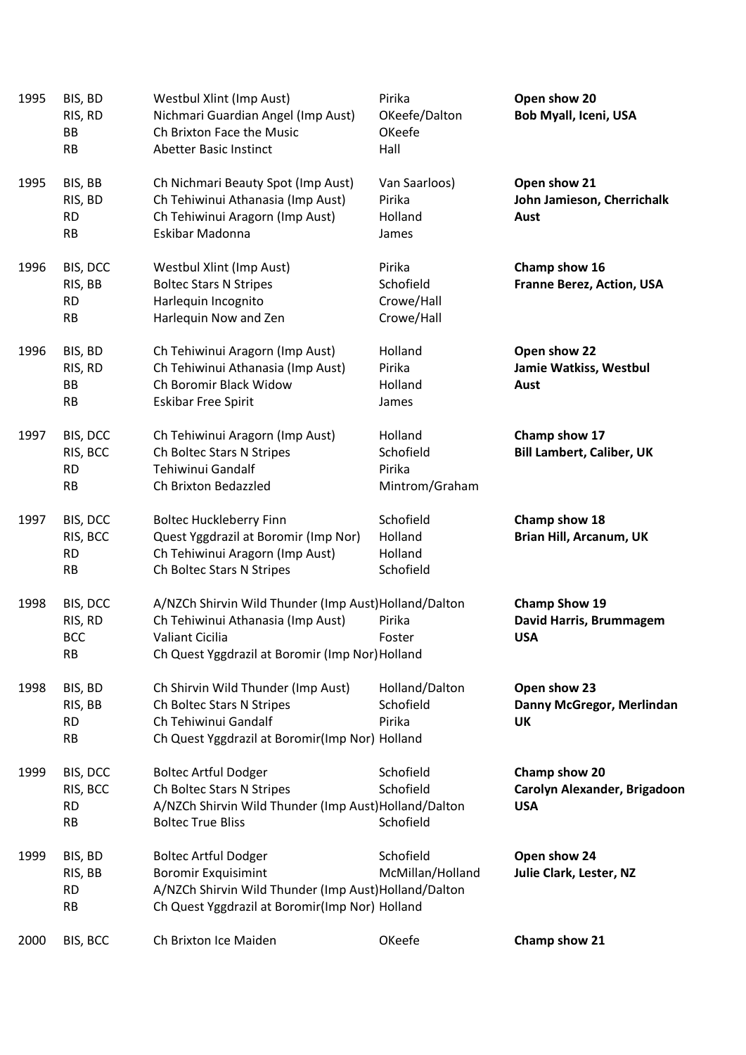| Year | Award | Dog | Owner | Show / Judge |
|---|---|---|---|---|
| 1995 | BIS, BD | Westbul Xlint (Imp Aust) | Pirika | **Open show 20** |
| | RIS, RD | Nichmari Guardian Angel (Imp Aust) | OKeefe/Dalton | **Bob Myall, Iceni, USA** |
| | BB | Ch Brixton Face the Music | OKeefe | |
| | RB | Abetter Basic Instinct | Hall | |
| 1995 | BIS, BB | Ch Nichmari Beauty Spot (Imp Aust) | Van Saarloos) | **Open show 21** |
| | RIS, BD | Ch Tehiwinui Athanasia (Imp Aust) | Pirika | **John Jamieson, Cherrichalk** |
| | RD | Ch Tehiwinui Aragorn (Imp Aust) | Holland | **Aust** |
| | RB | Eskibar Madonna | James | |
| 1996 | BIS, DCC | Westbul Xlint (Imp Aust) | Pirika | **Champ show 16** |
| | RIS, BB | Boltec Stars N Stripes | Schofield | **Franne Berez, Action, USA** |
| | RD | Harlequin Incognito | Crowe/Hall | |
| | RB | Harlequin Now and Zen | Crowe/Hall | |
| 1996 | BIS, BD | Ch Tehiwinui Aragorn (Imp Aust) | Holland | **Open show 22** |
| | RIS, RD | Ch Tehiwinui Athanasia (Imp Aust) | Pirika | **Jamie Watkiss, Westbul** |
| | BB | Ch Boromir Black Widow | Holland | **Aust** |
| | RB | Eskibar Free Spirit | James | |
| 1997 | BIS, DCC | Ch Tehiwinui Aragorn (Imp Aust) | Holland | **Champ show 17** |
| | RIS, BCC | Ch Boltec Stars N Stripes | Schofield | **Bill Lambert, Caliber, UK** |
| | RD | Tehiwinui Gandalf | Pirika | |
| | RB | Ch Brixton Bedazzled | Mintrom/Graham | |
| 1997 | BIS, DCC | Boltec Huckleberry Finn | Schofield | **Champ show 18** |
| | RIS, BCC | Quest Yggdrazil at Boromir (Imp Nor) | Holland | **Brian Hill, Arcanum, UK** |
| | RD | Ch Tehiwinui Aragorn (Imp Aust) | Holland | |
| | RB | Ch Boltec Stars N Stripes | Schofield | |
| 1998 | BIS, DCC | A/NZCh Shirvin Wild Thunder (Imp Aust) | Holland/Dalton | **Champ Show 19** |
| | RIS, RD | Ch Tehiwinui Athanasia (Imp Aust) | Pirika | **David Harris, Brummagem** |
| | BCC | Valiant Cicilia | Foster | **USA** |
| | RB | Ch Quest Yggdrazil at Boromir (Imp Nor) | Holland | |
| 1998 | BIS, BD | Ch Shirvin Wild Thunder (Imp Aust) | Holland/Dalton | **Open show 23** |
| | RIS, BB | Ch Boltec Stars N Stripes | Schofield | **Danny McGregor, Merlindan** |
| | RD | Ch Tehiwinui Gandalf | Pirika | **UK** |
| | RB | Ch Quest Yggdrazil at Boromir(Imp Nor) | Holland | |
| 1999 | BIS, DCC | Boltec Artful Dodger | Schofield | **Champ show 20** |
| | RIS, BCC | Ch Boltec Stars N Stripes | Schofield | **Carolyn Alexander, Brigadoon** |
| | RD | A/NZCh Shirvin Wild Thunder (Imp Aust) | Holland/Dalton | **USA** |
| | RB | Boltec True Bliss | Schofield | |
| 1999 | BIS, BD | Boltec Artful Dodger | Schofield | **Open show 24** |
| | RIS, BB | Boromir Exquisimint | McMillan/Holland | **Julie Clark, Lester, NZ** |
| | RD | A/NZCh Shirvin Wild Thunder (Imp Aust) | Holland/Dalton | |
| | RB | Ch Quest Yggdrazil at Boromir(Imp Nor) | Holland | |
| 2000 | BIS, BCC | Ch Brixton Ice Maiden | OKeefe | **Champ show 21** |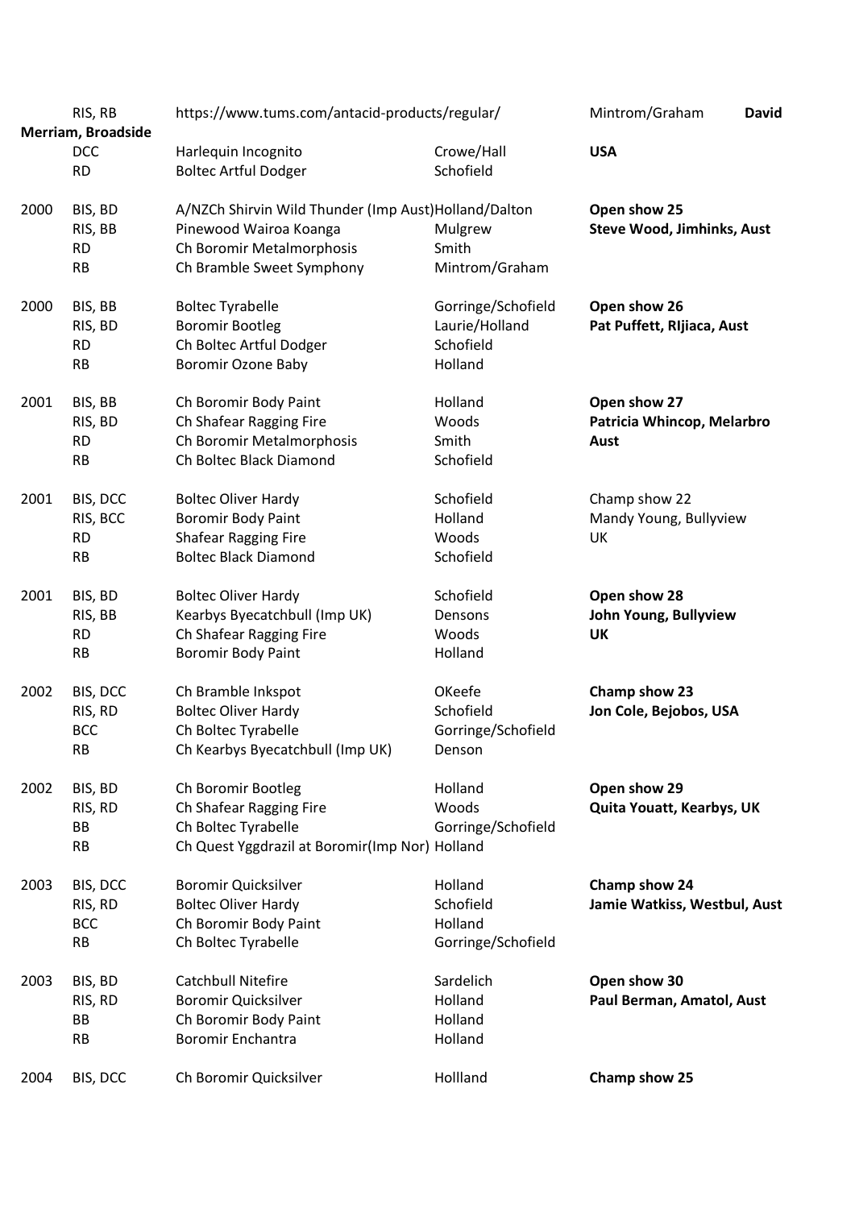| | | | | |
|---|---|---|---|---|
| | RIS, RB | https://www.tums.com/antacid-products/regular/ | | Mintrom/Graham **David** |
| | **Merriam, Broadside** | | | |
| | DCC | Harlequin Incognito | Crowe/Hall | **USA** |
| | RD | Boltec Artful Dodger | Schofield | |
| | | | | |
| 2000 | BIS, BD | A/NZCh Shirvin Wild Thunder (Imp Aust) | Holland/Dalton | **Open show 25** |
| | RIS, BB | Pinewood Wairoa Koanga | Mulgrew | **Steve Wood, Jimhinks, Aust** |
| | RD | Ch Boromir Metalmorphosis | Smith | |
| | RB | Ch Bramble Sweet Symphony | Mintrom/Graham | |
| | | | | |
| 2000 | BIS, BB | Boltec Tyrabelle | Gorringe/Schofield | **Open show 26** |
| | RIS, BD | Boromir Bootleg | Laurie/Holland | **Pat Puffett, RIjiaca, Aust** |
| | RD | Ch Boltec Artful Dodger | Schofield | |
| | RB | Boromir Ozone Baby | Holland | |
| | | | | |
| 2001 | BIS, BB | Ch Boromir Body Paint | Holland | **Open show 27** |
| | RIS, BD | Ch Shafear Ragging Fire | Woods | **Patricia Whincop, Melarbro** |
| | RD | Ch Boromir Metalmorphosis | Smith | **Aust** |
| | RB | Ch Boltec Black Diamond | Schofield | |
| | | | | |
| 2001 | BIS, DCC | Boltec Oliver Hardy | Schofield | Champ show 22 |
| | RIS, BCC | Boromir Body Paint | Holland | Mandy Young, Bullyview |
| | RD | Shafear Ragging Fire | Woods | UK |
| | RB | Boltec Black Diamond | Schofield | |
| | | | | |
| 2001 | BIS, BD | Boltec Oliver Hardy | Schofield | **Open show 28** |
| | RIS, BB | Kearbys Byecatchbull (Imp UK) | Densons | **John Young, Bullyview** |
| | RD | Ch Shafear Ragging Fire | Woods | **UK** |
| | RB | Boromir Body Paint | Holland | |
| | | | | |
| 2002 | BIS, DCC | Ch Bramble Inkspot | OKeefe | **Champ show 23** |
| | RIS, RD | Boltec Oliver Hardy | Schofield | **Jon Cole, Bejobos, USA** |
| | BCC | Ch Boltec Tyrabelle | Gorringe/Schofield | |
| | RB | Ch Kearbys Byecatchbull (Imp UK) | Denson | |
| | | | | |
| 2002 | BIS, BD | Ch Boromir Bootleg | Holland | **Open show 29** |
| | RIS, RD | Ch Shafear Ragging Fire | Woods | **Quita Youatt, Kearbys, UK** |
| | BB | Ch Boltec Tyrabelle | Gorringe/Schofield | |
| | RB | Ch Quest Yggdrazil at Boromir(Imp Nor) | Holland | |
| | | | | |
| 2003 | BIS, DCC | Boromir Quicksilver | Holland | **Champ show 24** |
| | RIS, RD | Boltec Oliver Hardy | Schofield | **Jamie Watkiss, Westbul, Aust** |
| | BCC | Ch Boromir Body Paint | Holland | |
| | RB | Ch Boltec Tyrabelle | Gorringe/Schofield | |
| | | | | |
| 2003 | BIS, BD | Catchbull Nitefire | Sardelich | **Open show 30** |
| | RIS, RD | Boromir Quicksilver | Holland | **Paul Berman, Amatol, Aust** |
| | BB | Ch Boromir Body Paint | Holland | |
| | RB | Boromir Enchantra | Holland | |
| | | | | |
| 2004 | BIS, DCC | Ch Boromir Quicksilver | Hollland | **Champ show 25** |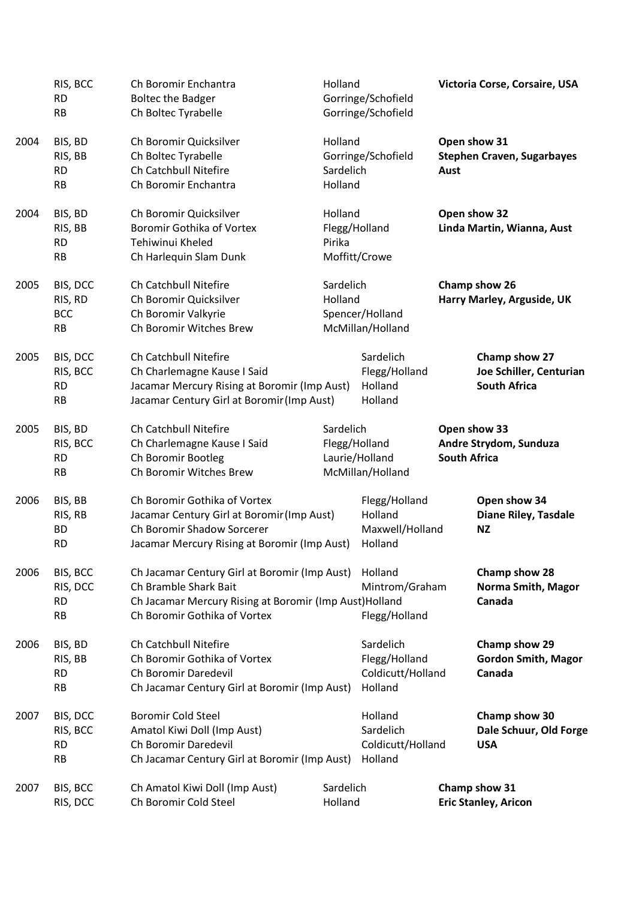| Year | Award | Dog | Owner | Show / Judge |
|---|---|---|---|---|
| | RIS, BCC | Ch Boromir Enchantra | Holland | **Victoria Corse, Corsaire, USA** |
| | RD | Boltec the Badger | Gorringe/Schofield | |
| | RB | Ch Boltec Tyrabelle | Gorringe/Schofield | |
| 2004 | BIS, BD | Ch Boromir Quicksilver | Holland | **Open show 31** |
| | RIS, BB | Ch Boltec Tyrabelle | Gorringe/Schofield | **Stephen Craven, Sugarbayes** |
| | RD | Ch Catchbull Nitefire | Sardelich | **Aust** |
| | RB | Ch Boromir Enchantra | Holland | |
| 2004 | BIS, BD | Ch Boromir Quicksilver | Holland | **Open show 32** |
| | RIS, BB | Boromir Gothika of Vortex | Flegg/Holland | **Linda Martin, Wianna, Aust** |
| | RD | Tehiwinui Kheled | Pirika | |
| | RB | Ch Harlequin Slam Dunk | Moffitt/Crowe | |
| 2005 | BIS, DCC | Ch Catchbull Nitefire | Sardelich | **Champ show 26** |
| | RIS, RD | Ch Boromir Quicksilver | Holland | **Harry Marley, Arguside, UK** |
| | BCC | Ch Boromir Valkyrie | Spencer/Holland | |
| | RB | Ch Boromir Witches Brew | McMillan/Holland | |
| 2005 | BIS, DCC | Ch Catchbull Nitefire | Sardelich | **Champ show 27** |
| | RIS, BCC | Ch Charlemagne Kause I Said | Flegg/Holland | **Joe Schiller, Centurian** |
| | RD | Jacamar Mercury Rising at Boromir (Imp Aust) | Holland | **South Africa** |
| | RB | Jacamar Century Girl at Boromir (Imp Aust) | Holland | |
| 2005 | BIS, BD | Ch Catchbull Nitefire | Sardelich | **Open show 33** |
| | RIS, BCC | Ch Charlemagne Kause I Said | Flegg/Holland | **Andre Strydom, Sunduza** |
| | RD | Ch Boromir Bootleg | Laurie/Holland | **South Africa** |
| | RB | Ch Boromir Witches Brew | McMillan/Holland | |
| 2006 | BIS, BB | Ch Boromir Gothika of Vortex | Flegg/Holland | **Open show 34** |
| | RIS, RB | Jacamar Century Girl at Boromir (Imp Aust) | Holland | **Diane Riley, Tasdale** |
| | BD | Ch Boromir Shadow Sorcerer | Maxwell/Holland | **NZ** |
| | RD | Jacamar Mercury Rising at Boromir (Imp Aust) | Holland | |
| 2006 | BIS, BCC | Ch Jacamar Century Girl at Boromir (Imp Aust) | Holland | **Champ show 28** |
| | RIS, DCC | Ch Bramble Shark Bait | Mintrom/Graham | **Norma Smith, Magor** |
| | RD | Ch Jacamar Mercury Rising at Boromir (Imp Aust) | Holland | **Canada** |
| | RB | Ch Boromir Gothika of Vortex | Flegg/Holland | |
| 2006 | BIS, BD | Ch Catchbull Nitefire | Sardelich | **Champ show 29** |
| | RIS, BB | Ch Boromir Gothika of Vortex | Flegg/Holland | **Gordon Smith, Magor** |
| | RD | Ch Boromir Daredevil | Coldicutt/Holland | **Canada** |
| | RB | Ch Jacamar Century Girl at Boromir (Imp Aust) | Holland | |
| 2007 | BIS, DCC | Boromir Cold Steel | Holland | **Champ show 30** |
| | RIS, BCC | Amatol Kiwi Doll (Imp Aust) | Sardelich | **Dale Schuur, Old Forge** |
| | RD | Ch Boromir Daredevil | Coldicutt/Holland | **USA** |
| | RB | Ch Jacamar Century Girl at Boromir (Imp Aust) | Holland | |
| 2007 | BIS, BCC | Ch Amatol Kiwi Doll (Imp Aust) | Sardelich | **Champ show 31** |
| | RIS, DCC | Ch Boromir Cold Steel | Holland | **Eric Stanley, Aricon** |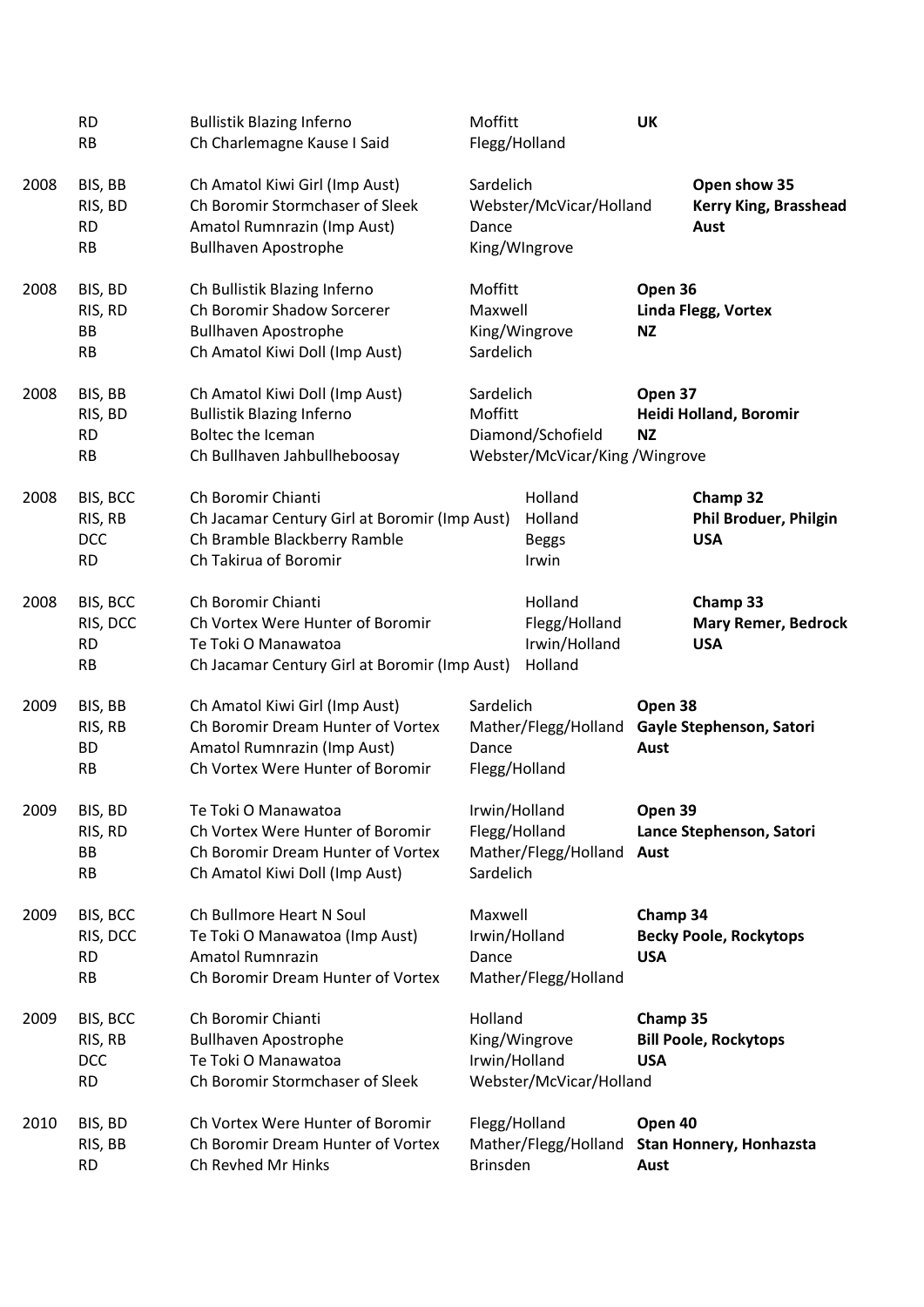| Year | Award | Dog | Owner | Show / Judge |
|---|---|---|---|---|
| | RD | Bullistik Blazing Inferno | Moffitt | **UK** |
| | RB | Ch Charlemagne Kause I Said | Flegg/Holland | |
| 2008 | BIS, BB | Ch Amatol Kiwi Girl (Imp Aust) | Sardelich | **Open show 35** |
| | RIS, BD | Ch Boromir Stormchaser of Sleek | Webster/McVicar/Holland | **Kerry King, Brasshead** |
| | RD | Amatol Rumnrazin (Imp Aust) | Dance | **Aust** |
| | RB | Bullhaven Apostrophe | King/WIngrove | |
| 2008 | BIS, BD | Ch Bullistik Blazing Inferno | Moffitt | **Open 36** |
| | RIS, RD | Ch Boromir Shadow Sorcerer | Maxwell | **Linda Flegg, Vortex** |
| | BB | Bullhaven Apostrophe | King/Wingrove | **NZ** |
| | RB | Ch Amatol Kiwi Doll (Imp Aust) | Sardelich | |
| 2008 | BIS, BB | Ch Amatol Kiwi Doll (Imp Aust) | Sardelich | **Open 37** |
| | RIS, BD | Bullistik Blazing Inferno | Moffitt | **Heidi Holland, Boromir** |
| | RD | Boltec the Iceman | Diamond/Schofield | **NZ** |
| | RB | Ch Bullhaven Jahbullheboosay | Webster/McVicar/King /Wingrove | |
| 2008 | BIS, BCC | Ch Boromir Chianti | Holland | **Champ 32** |
| | RIS, RB | Ch Jacamar Century Girl at Boromir (Imp Aust) | Holland | **Phil Broduer, Philgin** |
| | DCC | Ch Bramble Blackberry Ramble | Beggs | **USA** |
| | RD | Ch Takirua of Boromir | Irwin | |
| 2008 | BIS, BCC | Ch Boromir Chianti | Holland | **Champ 33** |
| | RIS, DCC | Ch Vortex Were Hunter of Boromir | Flegg/Holland | **Mary Remer, Bedrock** |
| | RD | Te Toki O Manawatoa | Irwin/Holland | **USA** |
| | RB | Ch Jacamar Century Girl at Boromir (Imp Aust) | Holland | |
| 2009 | BIS, BB | Ch Amatol Kiwi Girl (Imp Aust) | Sardelich | **Open 38** |
| | RIS, RB | Ch Boromir Dream Hunter of Vortex | Mather/Flegg/Holland | **Gayle Stephenson, Satori** |
| | BD | Amatol Rumnrazin (Imp Aust) | Dance | **Aust** |
| | RB | Ch Vortex Were Hunter of Boromir | Flegg/Holland | |
| 2009 | BIS, BD | Te Toki O Manawatoa | Irwin/Holland | **Open 39** |
| | RIS, RD | Ch Vortex Were Hunter of Boromir | Flegg/Holland | **Lance Stephenson, Satori** |
| | BB | Ch Boromir Dream Hunter of Vortex | Mather/Flegg/Holland | **Aust** |
| | RB | Ch Amatol Kiwi Doll (Imp Aust) | Sardelich | |
| 2009 | BIS, BCC | Ch Bullmore Heart N Soul | Maxwell | **Champ 34** |
| | RIS, DCC | Te Toki O Manawatoa (Imp Aust) | Irwin/Holland | **Becky Poole, Rockytops** |
| | RD | Amatol Rumnrazin | Dance | **USA** |
| | RB | Ch Boromir Dream Hunter of Vortex | Mather/Flegg/Holland | |
| 2009 | BIS, BCC | Ch Boromir Chianti | Holland | **Champ 35** |
| | RIS, RB | Bullhaven Apostrophe | King/Wingrove | **Bill Poole, Rockytops** |
| | DCC | Te Toki O Manawatoa | Irwin/Holland | **USA** |
| | RD | Ch Boromir Stormchaser of Sleek | Webster/McVicar/Holland | |
| 2010 | BIS, BD | Ch Vortex Were Hunter of Boromir | Flegg/Holland | **Open 40** |
| | RIS, BB | Ch Boromir Dream Hunter of Vortex | Mather/Flegg/Holland | **Stan Honnery, Honhazsta** |
| | RD | Ch Revhed Mr Hinks | Brinsden | **Aust** |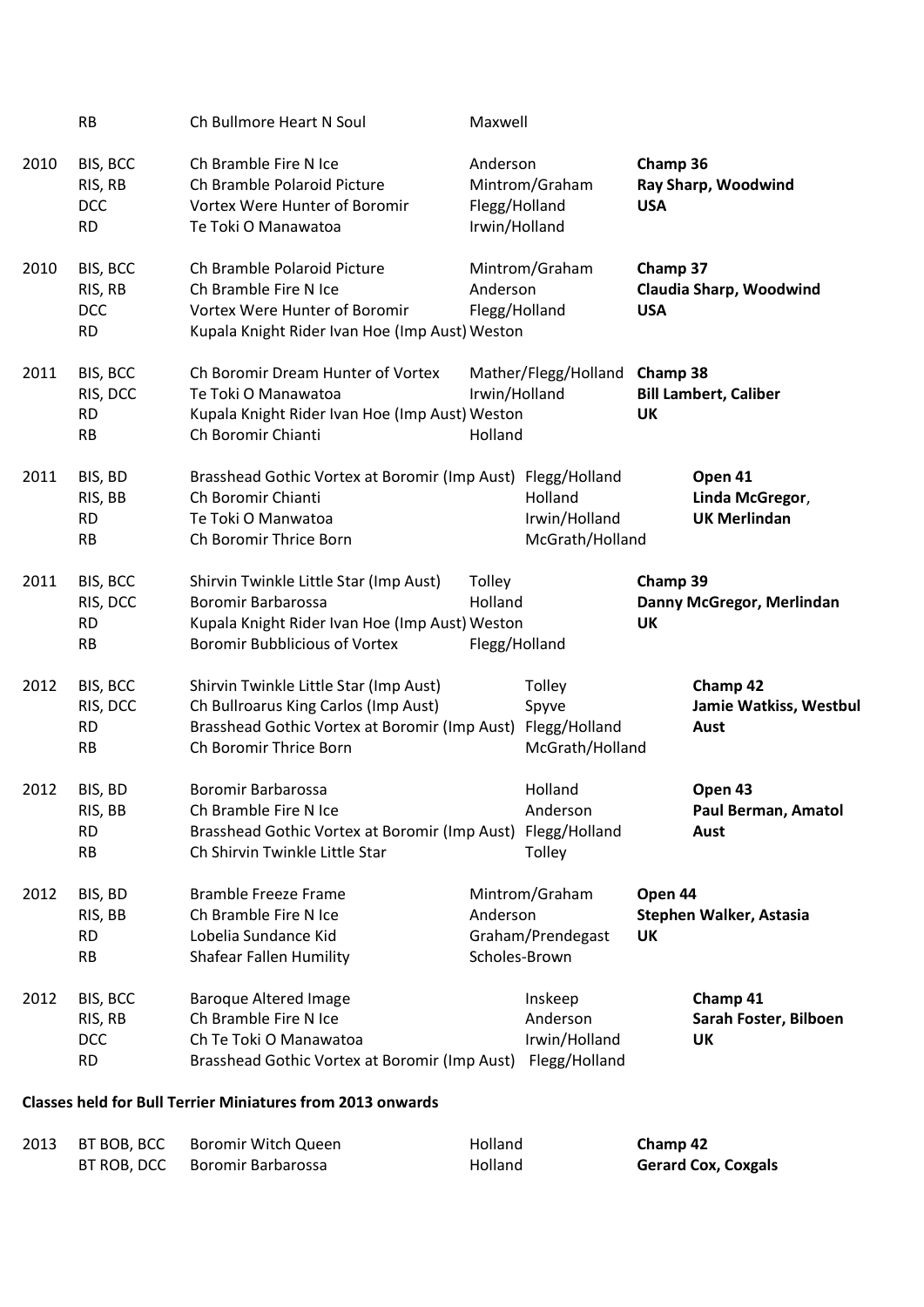| Year | Award | Dog | Owner | Show / Judge |
|---|---|---|---|---|
| | RB | Ch Bullmore Heart N Soul | Maxwell | |
| 2010 | BIS, BCC | Ch Bramble Fire N Ice | Anderson | **Champ 36** |
| | RIS, RB | Ch Bramble Polaroid Picture | Mintrom/Graham | **Ray Sharp, Woodwind** |
| | DCC | Vortex Were Hunter of Boromir | Flegg/Holland | **USA** |
| | RD | Te Toki O Manawatoa | Irwin/Holland | |
| 2010 | BIS, BCC | Ch Bramble Polaroid Picture | Mintrom/Graham | **Champ 37** |
| | RIS, RB | Ch Bramble Fire N Ice | Anderson | **Claudia Sharp, Woodwind** |
| | DCC | Vortex Were Hunter of Boromir | Flegg/Holland | **USA** |
| | RD | Kupala Knight Rider Ivan Hoe (Imp Aust) | Weston | |
| 2011 | BIS, BCC | Ch Boromir Dream Hunter of Vortex | Mather/Flegg/Holland | **Champ 38** |
| | RIS, DCC | Te Toki O Manawatoa | Irwin/Holland | **Bill Lambert, Caliber** |
| | RD | Kupala Knight Rider Ivan Hoe (Imp Aust) | Weston | **UK** |
| | RB | Ch Boromir Chianti | Holland | |
| 2011 | BIS, BD | Brasshead Gothic Vortex at Boromir (Imp Aust) | Flegg/Holland | **Open 41** |
| | RIS, BB | Ch Boromir Chianti | Holland | **Linda McGregor**, |
| | RD | Te Toki O Manwatoa | Irwin/Holland | **UK Merlindan** |
| | RB | Ch Boromir Thrice Born | McGrath/Holland | |
| 2011 | BIS, BCC | Shirvin Twinkle Little Star (Imp Aust) | Tolley | **Champ 39** |
| | RIS, DCC | Boromir Barbarossa | Holland | **Danny McGregor, Merlindan** |
| | RD | Kupala Knight Rider Ivan Hoe (Imp Aust) | Weston | **UK** |
| | RB | Boromir Bubblicious of Vortex | Flegg/Holland | |
| 2012 | BIS, BCC | Shirvin Twinkle Little Star (Imp Aust) | Tolley | **Champ 42** |
| | RIS, DCC | Ch Bullroarus King Carlos (Imp Aust) | Spyve | **Jamie Watkiss, Westbul** |
| | RD | Brasshead Gothic Vortex at Boromir (Imp Aust) | Flegg/Holland | **Aust** |
| | RB | Ch Boromir Thrice Born | McGrath/Holland | |
| 2012 | BIS, BD | Boromir Barbarossa | Holland | **Open 43** |
| | RIS, BB | Ch Bramble Fire N Ice | Anderson | **Paul Berman, Amatol** |
| | RD | Brasshead Gothic Vortex at Boromir (Imp Aust) | Flegg/Holland | **Aust** |
| | RB | Ch Shirvin Twinkle Little Star | Tolley | |
| 2012 | BIS, BD | Bramble Freeze Frame | Mintrom/Graham | **Open 44** |
| | RIS, BB | Ch Bramble Fire N Ice | Anderson | **Stephen Walker, Astasia** |
| | RD | Lobelia Sundance Kid | Graham/Prendegast | **UK** |
| | RB | Shafear Fallen Humility | Scholes-Brown | |
| 2012 | BIS, BCC | Baroque Altered Image | Inskeep | **Champ 41** |
| | RIS, RB | Ch Bramble Fire N Ice | Anderson | **Sarah Foster, Bilboen** |
| | DCC | Ch Te Toki O Manawatoa | Irwin/Holland | **UK** |
| | RD | Brasshead Gothic Vortex at Boromir (Imp Aust) | Flegg/Holland | |

**Classes held for Bull Terrier Miniatures from 2013 onwards**

| Year | Award | Dog | Owner | Show / Judge |
|---|---|---|---|---|
| 2013 | BT BOB, BCC | Boromir Witch Queen | Holland | **Champ 42** |
| | BT ROB, DCC | Boromir Barbarossa | Holland | **Gerard Cox, Coxgals** |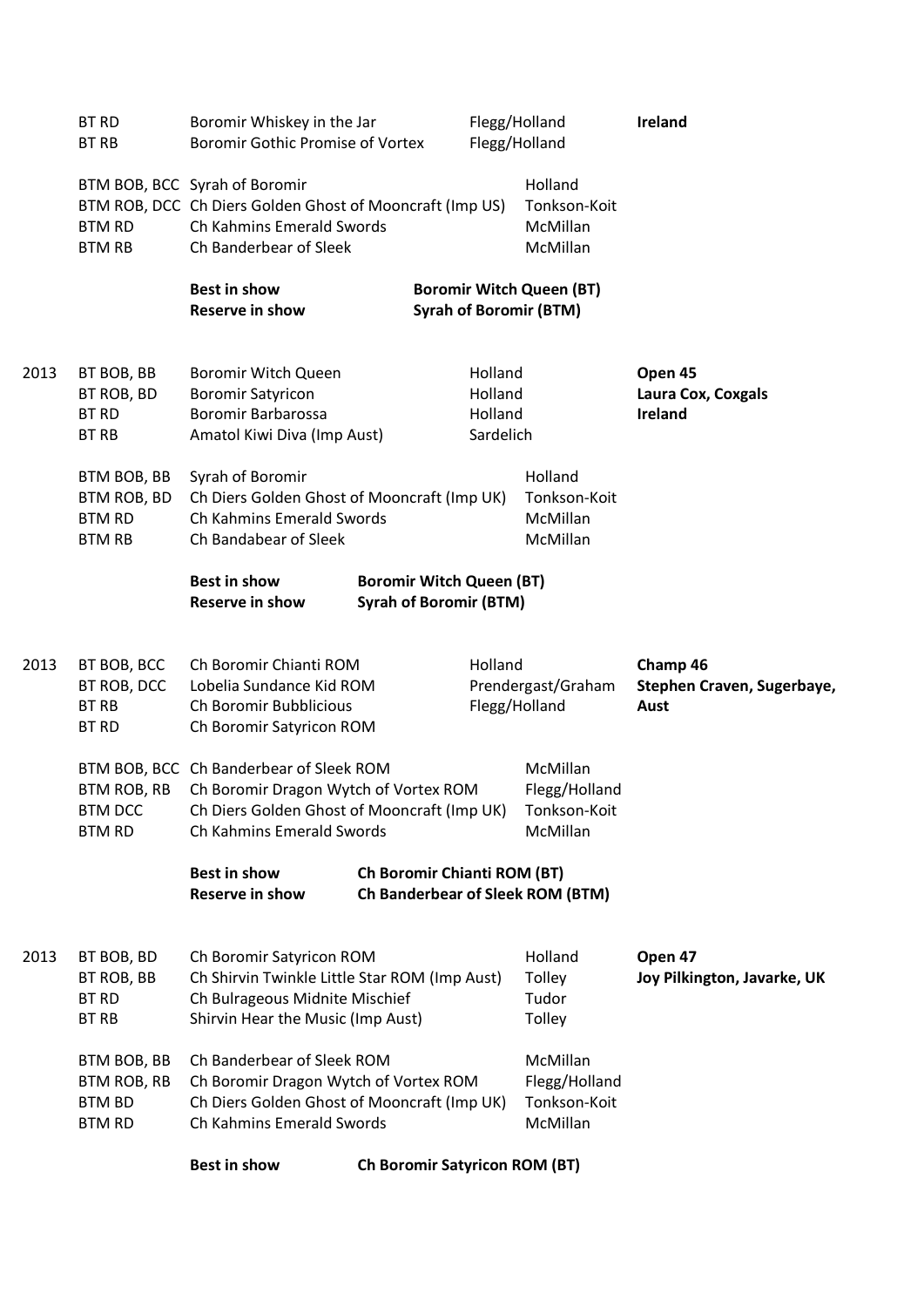| | | | | |
|---|---|---|---|---|
| | BT RD | Boromir Whiskey in the Jar | Flegg/Holland | **Ireland** |
| | BT RB | Boromir Gothic Promise of Vortex | Flegg/Holland | |
| | BTM BOB, BCC | Syrah of Boromir | Holland | |
| | BTM ROB, DCC | Ch Diers Golden Ghost of Mooncraft (Imp US) | Tonkson-Koit | |
| | BTM RD | Ch Kahmins Emerald Swords | McMillan | |
| | BTM RB | Ch Banderbear of Sleek | McMillan | |
| | | **Best in show** | **Boromir Witch Queen (BT)** | |
| | | **Reserve in show** | **Syrah of Boromir (BTM)** | |
| 2013 | BT BOB, BB | Boromir Witch Queen | Holland | **Open 45** |
| | BT ROB, BD | Boromir Satyricon | Holland | **Laura Cox, Coxgals** |
| | BT RD | Boromir Barbarossa | Holland | **Ireland** |
| | BT RB | Amatol Kiwi Diva (Imp Aust) | Sardelich | |
| | BTM BOB, BB | Syrah of Boromir | Holland | |
| | BTM ROB, BD | Ch Diers Golden Ghost of Mooncraft (Imp UK) | Tonkson-Koit | |
| | BTM RD | Ch Kahmins Emerald Swords | McMillan | |
| | BTM RB | Ch Bandabear of Sleek | McMillan | |
| | | **Best in show** | **Boromir Witch Queen (BT)** | |
| | | **Reserve in show** | **Syrah of Boromir (BTM)** | |
| 2013 | BT BOB, BCC | Ch Boromir Chianti ROM | Holland | **Champ 46** |
| | BT ROB, DCC | Lobelia Sundance Kid ROM | Prendergast/Graham | **Stephen Craven, Sugerbaye, Aust** |
| | BT RB | Ch Boromir Bubblicious | Flegg/Holland | |
| | BT RD | Ch Boromir Satyricon ROM | | |
| | BTM BOB, BCC | Ch Banderbear of Sleek ROM | McMillan | |
| | BTM ROB, RB | Ch Boromir Dragon Wytch of Vortex ROM | Flegg/Holland | |
| | BTM DCC | Ch Diers Golden Ghost of Mooncraft (Imp UK) | Tonkson-Koit | |
| | BTM RD | Ch Kahmins Emerald Swords | McMillan | |
| | | **Best in show** | **Ch Boromir Chianti ROM (BT)** | |
| | | **Reserve in show** | **Ch Banderbear of Sleek ROM (BTM)** | |
| 2013 | BT BOB, BD | Ch Boromir Satyricon ROM | Holland | **Open 47** |
| | BT ROB, BB | Ch Shirvin Twinkle Little Star ROM (Imp Aust) | Tolley | **Joy Pilkington, Javarke, UK** |
| | BT RD | Ch Bulrageous Midnite Mischief | Tudor | |
| | BT RB | Shirvin Hear the Music (Imp Aust) | Tolley | |
| | BTM BOB, BB | Ch Banderbear of Sleek ROM | McMillan | |
| | BTM ROB, RB | Ch Boromir Dragon Wytch of Vortex ROM | Flegg/Holland | |
| | BTM BD | Ch Diers Golden Ghost of Mooncraft (Imp UK) | Tonkson-Koit | |
| | BTM RD | Ch Kahmins Emerald Swords | McMillan | |
| | | **Best in show** | **Ch Boromir Satyricon ROM (BT)** | |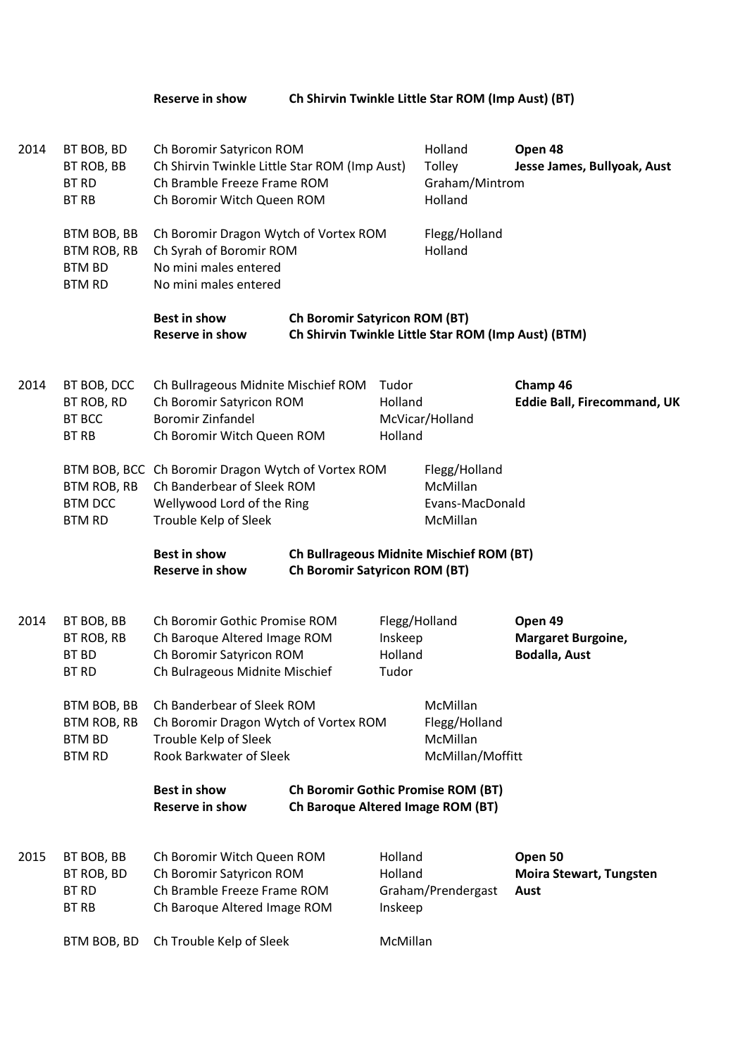**Reserve in show** **Ch Shirvin Twinkle Little Star ROM (Imp Aust) (BT)**

| Year | Award | Dog | Owner | Show / Judge |
|---|---|---|---|---|
| 2014 | BT BOB, BD | Ch Boromir Satyricon ROM | Holland | **Open 48** |
| | BT ROB, BB | Ch Shirvin Twinkle Little Star ROM (Imp Aust) | Tolley | **Jesse James, Bullyoak, Aust** |
| | BT RD | Ch Bramble Freeze Frame ROM | Graham/Mintrom | |
| | BT RB | Ch Boromir Witch Queen ROM | Holland | |
| | BTM BOB, BB | Ch Boromir Dragon Wytch of Vortex ROM | Flegg/Holland | |
| | BTM ROB, RB | Ch Syrah of Boromir ROM | Holland | |
| | BTM BD | No mini males entered | | |
| | BTM RD | No mini males entered | | |

**Best in show** **Ch Boromir Satyricon ROM (BT)**
**Reserve in show** **Ch Shirvin Twinkle Little Star ROM (Imp Aust) (BTM)**

| Year | Award | Dog | Owner | Show / Judge |
|---|---|---|---|---|
| 2014 | BT BOB, DCC | Ch Bullrageous Midnite Mischief ROM | Tudor | **Champ 46** |
| | BT ROB, RD | Ch Boromir Satyricon ROM | Holland | **Eddie Ball, Firecommand, UK** |
| | BT BCC | Boromir Zinfandel | McVicar/Holland | |
| | BT RB | Ch Boromir Witch Queen ROM | Holland | |
| | BTM BOB, BCC | Ch Boromir Dragon Wytch of Vortex ROM | Flegg/Holland | |
| | BTM ROB, RB | Ch Banderbear of Sleek ROM | McMillan | |
| | BTM DCC | Wellywood Lord of the Ring | Evans-MacDonald | |
| | BTM RD | Trouble Kelp of Sleek | McMillan | |

**Best in show** **Ch Bullrageous Midnite Mischief ROM (BT)**
**Reserve in show** **Ch Boromir Satyricon ROM (BT)**

| Year | Award | Dog | Owner | Show / Judge |
|---|---|---|---|---|
| 2014 | BT BOB, BB | Ch Boromir Gothic Promise ROM | Flegg/Holland | **Open 49** |
| | BT ROB, RB | Ch Baroque Altered Image ROM | Inskeep | **Margaret Burgoine,** |
| | BT BD | Ch Boromir Satyricon ROM | Holland | **Bodalla, Aust** |
| | BT RD | Ch Bulrageous Midnite Mischief | Tudor | |
| | BTM BOB, BB | Ch Banderbear of Sleek ROM | McMillan | |
| | BTM ROB, RB | Ch Boromir Dragon Wytch of Vortex ROM | Flegg/Holland | |
| | BTM BD | Trouble Kelp of Sleek | McMillan | |
| | BTM RD | Rook Barkwater of Sleek | McMillan/Moffitt | |

**Best in show** **Ch Boromir Gothic Promise ROM (BT)**
**Reserve in show** **Ch Baroque Altered Image ROM (BT)**

| Year | Award | Dog | Owner | Show / Judge |
|---|---|---|---|---|
| 2015 | BT BOB, BB | Ch Boromir Witch Queen ROM | Holland | **Open 50** |
| | BT ROB, BD | Ch Boromir Satyricon ROM | Holland | **Moira Stewart, Tungsten** |
| | BT RD | Ch Bramble Freeze Frame ROM | Graham/Prendergast | **Aust** |
| | BT RB | Ch Baroque Altered Image ROM | Inskeep | |
| | BTM BOB, BD | Ch Trouble Kelp of Sleek | McMillan | |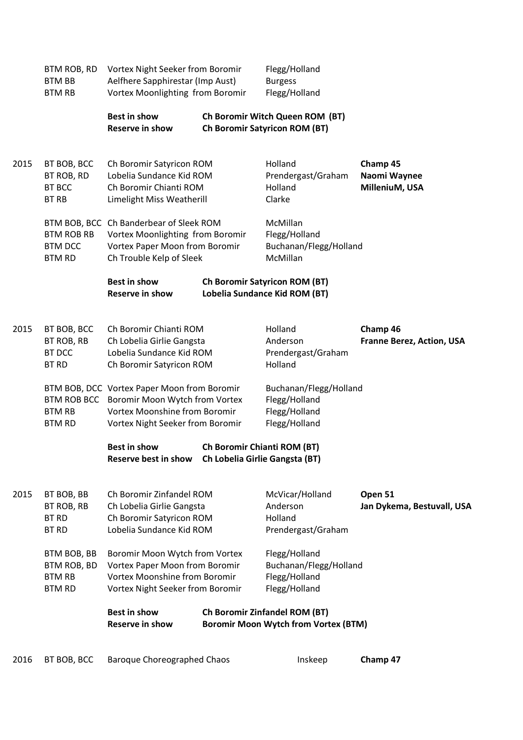| Year | Award | Name | Owner | Show / Judge |
|---|---|---|---|---|
| | BTM ROB, RD | Vortex Night Seeker from Boromir | Flegg/Holland | |
| | BTM BB | Aelfhere Sapphirestar (Imp Aust) | Burgess | |
| | BTM RB | Vortex Moonlighting from Boromir | Flegg/Holland | |
| | | **Best in show** | **Ch Boromir Witch Queen ROM (BT)** | |
| | | **Reserve in show** | **Ch Boromir Satyricon ROM (BT)** | |
| 2015 | BT BOB, BCC | Ch Boromir Satyricon ROM | Holland | **Champ 45** |
| | BT ROB, RD | Lobelia Sundance Kid ROM | Prendergast/Graham | **Naomi Waynee** |
| | BT BCC | Ch Boromir Chianti ROM | Holland | **MilleniuM, USA** |
| | BT RB | Limelight Miss Weatherill | Clarke | |
| | BTM BOB, BCC | Ch Banderbear of Sleek ROM | McMillan | |
| | BTM ROB RB | Vortex Moonlighting from Boromir | Flegg/Holland | |
| | BTM DCC | Vortex Paper Moon from Boromir | Buchanan/Flegg/Holland | |
| | BTM RD | Ch Trouble Kelp of Sleek | McMillan | |
| | | **Best in show** | **Ch Boromir Satyricon ROM (BT)** | |
| | | **Reserve in show** | **Lobelia Sundance Kid ROM (BT)** | |
| 2015 | BT BOB, BCC | Ch Boromir Chianti ROM | Holland | **Champ 46** |
| | BT ROB, RB | Ch Lobelia Girlie Gangsta | Anderson | **Franne Berez, Action, USA** |
| | BT DCC | Lobelia Sundance Kid ROM | Prendergast/Graham | |
| | BT RD | Ch Boromir Satyricon ROM | Holland | |
| | BTM BOB, DCC | Vortex Paper Moon from Boromir | Buchanan/Flegg/Holland | |
| | BTM ROB BCC | Boromir Moon Wytch from Vortex | Flegg/Holland | |
| | BTM RB | Vortex Moonshine from Boromir | Flegg/Holland | |
| | BTM RD | Vortex Night Seeker from Boromir | Flegg/Holland | |
| | | **Best in show** | **Ch Boromir Chianti ROM (BT)** | |
| | | **Reserve best in show** | **Ch Lobelia Girlie Gangsta (BT)** | |
| 2015 | BT BOB, BB | Ch Boromir Zinfandel ROM | McVicar/Holland | **Open 51** |
| | BT ROB, RB | Ch Lobelia Girlie Gangsta | Anderson | **Jan Dykema, Bestuvall, USA** |
| | BT RD | Ch Boromir Satyricon ROM | Holland | |
| | BT RD | Lobelia Sundance Kid ROM | Prendergast/Graham | |
| | BTM BOB, BB | Boromir Moon Wytch from Vortex | Flegg/Holland | |
| | BTM ROB, BD | Vortex Paper Moon from Boromir | Buchanan/Flegg/Holland | |
| | BTM RB | Vortex Moonshine from Boromir | Flegg/Holland | |
| | BTM RD | Vortex Night Seeker from Boromir | Flegg/Holland | |
| | | **Best in show** | **Ch Boromir Zinfandel ROM (BT)** | |
| | | **Reserve in show** | **Boromir Moon Wytch from Vortex (BTM)** | |
| 2016 | BT BOB, BCC | Baroque Choreographed Chaos | Inskeep | **Champ 47** |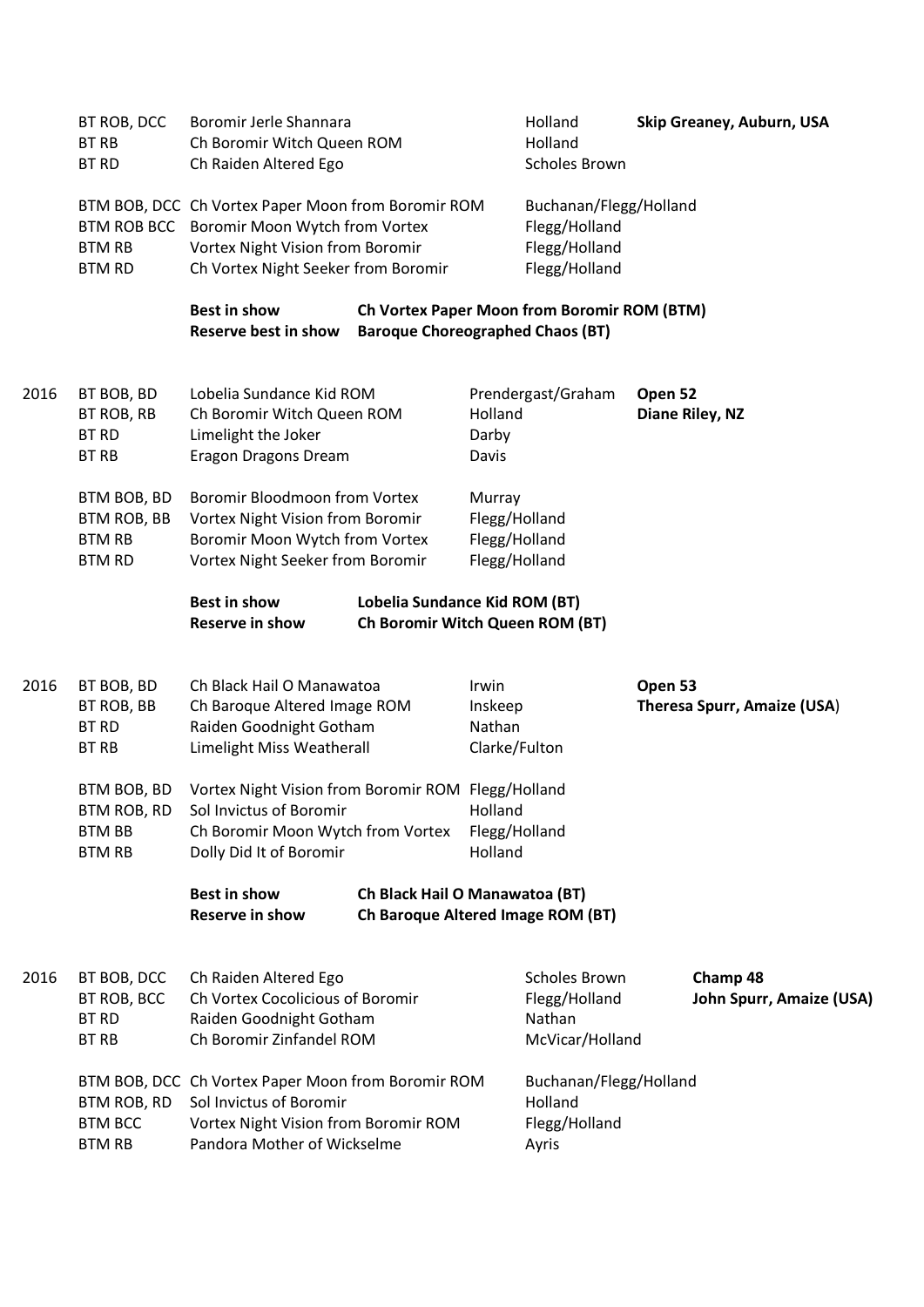| | | | | |
|---|---|---|---|---|
| | BT ROB, DCC | Boromir Jerle Shannara | Holland | **Skip Greaney, Auburn, USA** |
| | BT RB | Ch Boromir Witch Queen ROM | Holland | |
| | BT RD | Ch Raiden Altered Ego | Scholes Brown | |
| | BTM BOB, DCC | Ch Vortex Paper Moon from Boromir ROM | Buchanan/Flegg/Holland | |
| | BTM ROB BCC | Boromir Moon Wytch from Vortex | Flegg/Holland | |
| | BTM RB | Vortex Night Vision from Boromir | Flegg/Holland | |
| | BTM RD | Ch Vortex Night Seeker from Boromir | Flegg/Holland | |
| | | **Best in show** | **Ch Vortex Paper Moon from Boromir ROM (BTM)** | |
| | | **Reserve best in show** | **Baroque Choreographed Chaos (BT)** | |

| | | | | |
|---|---|---|---|---|
| 2016 | BT BOB, BD | Lobelia Sundance Kid ROM | Prendergast/Graham | **Open 52** |
| | BT ROB, RB | Ch Boromir Witch Queen ROM | Holland | **Diane Riley, NZ** |
| | BT RD | Limelight the Joker | Darby | |
| | BT RB | Eragon Dragons Dream | Davis | |
| | BTM BOB, BD | Boromir Bloodmoon from Vortex | Murray | |
| | BTM ROB, BB | Vortex Night Vision from Boromir | Flegg/Holland | |
| | BTM RB | Boromir Moon Wytch from Vortex | Flegg/Holland | |
| | BTM RD | Vortex Night Seeker from Boromir | Flegg/Holland | |
| | | **Best in show** | **Lobelia Sundance Kid ROM (BT)** | |
| | | **Reserve in show** | **Ch Boromir Witch Queen ROM (BT)** | |

| | | | | |
|---|---|---|---|---|
| 2016 | BT BOB, BD | Ch Black Hail O Manawatoa | Irwin | **Open 53** |
| | BT ROB, BB | Ch Baroque Altered Image ROM | Inskeep | **Theresa Spurr, Amaize (USA)** |
| | BT RD | Raiden Goodnight Gotham | Nathan | |
| | BT RB | Limelight Miss Weatherall | Clarke/Fulton | |
| | BTM BOB, BD | Vortex Night Vision from Boromir ROM | Flegg/Holland | |
| | BTM ROB, RD | Sol Invictus of Boromir | Holland | |
| | BTM BB | Ch Boromir Moon Wytch from Vortex | Flegg/Holland | |
| | BTM RB | Dolly Did It of Boromir | Holland | |
| | | **Best in show** | **Ch Black Hail O Manawatoa (BT)** | |
| | | **Reserve in show** | **Ch Baroque Altered Image ROM (BT)** | |

| | | | | |
|---|---|---|---|---|
| 2016 | BT BOB, DCC | Ch Raiden Altered Ego | Scholes Brown | **Champ 48** |
| | BT ROB, BCC | Ch Vortex Cocolicious of Boromir | Flegg/Holland | **John Spurr, Amaize (USA)** |
| | BT RD | Raiden Goodnight Gotham | Nathan | |
| | BT RB | Ch Boromir Zinfandel ROM | McVicar/Holland | |
| | BTM BOB, DCC | Ch Vortex Paper Moon from Boromir ROM | Buchanan/Flegg/Holland | |
| | BTM ROB, RD | Sol Invictus of Boromir | Holland | |
| | BTM BCC | Vortex Night Vision from Boromir ROM | Flegg/Holland | |
| | BTM RB | Pandora Mother of Wickselme | Ayris | |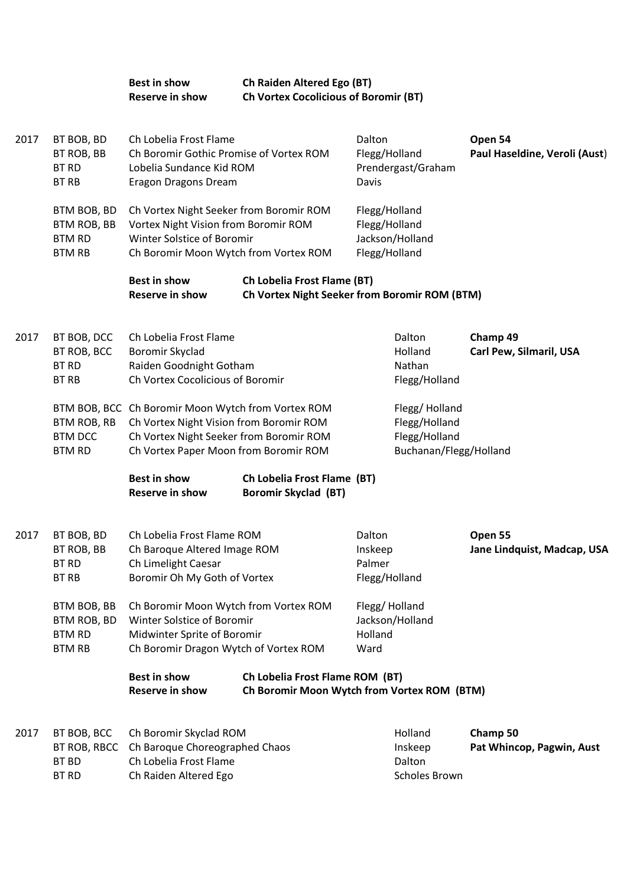| | | | | |
|---|---|---|---|---|
| | **Best in show** | **Ch Raiden Altered Ego (BT)** | | |
| | **Reserve in show** | **Ch Vortex Cocolicious of Boromir (BT)** | | |

| | | | | |
|---|---|---|---|---|
| 2017 | BT BOB, BD | Ch Lobelia Frost Flame | Dalton | **Open 54** |
| | BT ROB, BB | Ch Boromir Gothic Promise of Vortex ROM | Flegg/Holland | **Paul Haseldine, Veroli (Aust)** |
| | BT RD | Lobelia Sundance Kid ROM | Prendergast/Graham | |
| | BT RB | Eragon Dragons Dream | Davis | |
| | BTM BOB, BD | Ch Vortex Night Seeker from Boromir ROM | Flegg/Holland | |
| | BTM ROB, BB | Vortex Night Vision from Boromir ROM | Flegg/Holland | |
| | BTM RD | Winter Solstice of Boromir | Jackson/Holland | |
| | BTM RB | Ch Boromir Moon Wytch from Vortex ROM | Flegg/Holland | |
| | **Best in show** | **Ch Lobelia Frost Flame (BT)** | | |
| | **Reserve in show** | **Ch Vortex Night Seeker from Boromir ROM (BTM)** | | |

| | | | | |
|---|---|---|---|---|
| 2017 | BT BOB, DCC | Ch Lobelia Frost Flame | Dalton | **Champ 49** |
| | BT ROB, BCC | Boromir Skyclad | Holland | **Carl Pew, Silmaril, USA** |
| | BT RD | Raiden Goodnight Gotham | Nathan | |
| | BT RB | Ch Vortex Cocolicious of Boromir | Flegg/Holland | |
| | BTM BOB, BCC | Ch Boromir Moon Wytch from Vortex ROM | Flegg/ Holland | |
| | BTM ROB, RB | Ch Vortex Night Vision from Boromir ROM | Flegg/Holland | |
| | BTM DCC | Ch Vortex Night Seeker from Boromir ROM | Flegg/Holland | |
| | BTM RD | Ch Vortex Paper Moon from Boromir ROM | Buchanan/Flegg/Holland | |
| | **Best in show** | **Ch Lobelia Frost Flame (BT)** | | |
| | **Reserve in show** | **Boromir Skyclad (BT)** | | |

| | | | | |
|---|---|---|---|---|
| 2017 | BT BOB, BD | Ch Lobelia Frost Flame ROM | Dalton | **Open 55** |
| | BT ROB, BB | Ch Baroque Altered Image ROM | Inskeep | **Jane Lindquist, Madcap, USA** |
| | BT RD | Ch Limelight Caesar | Palmer | |
| | BT RB | Boromir Oh My Goth of Vortex | Flegg/Holland | |
| | BTM BOB, BB | Ch Boromir Moon Wytch from Vortex ROM | Flegg/ Holland | |
| | BTM ROB, BD | Winter Solstice of Boromir | Jackson/Holland | |
| | BTM RD | Midwinter Sprite of Boromir | Holland | |
| | BTM RB | Ch Boromir Dragon Wytch of Vortex ROM | Ward | |
| | **Best in show** | **Ch Lobelia Frost Flame ROM (BT)** | | |
| | **Reserve in show** | **Ch Boromir Moon Wytch from Vortex ROM (BTM)** | | |

| | | | | |
|---|---|---|---|---|
| 2017 | BT BOB, BCC | Ch Boromir Skyclad ROM | Holland | **Champ 50** |
| | BT ROB, RBCC | Ch Baroque Choreographed Chaos | Inskeep | **Pat Whincop, Pagwin, Aust** |
| | BT BD | Ch Lobelia Frost Flame | Dalton | |
| | BT RD | Ch Raiden Altered Ego | Scholes Brown | |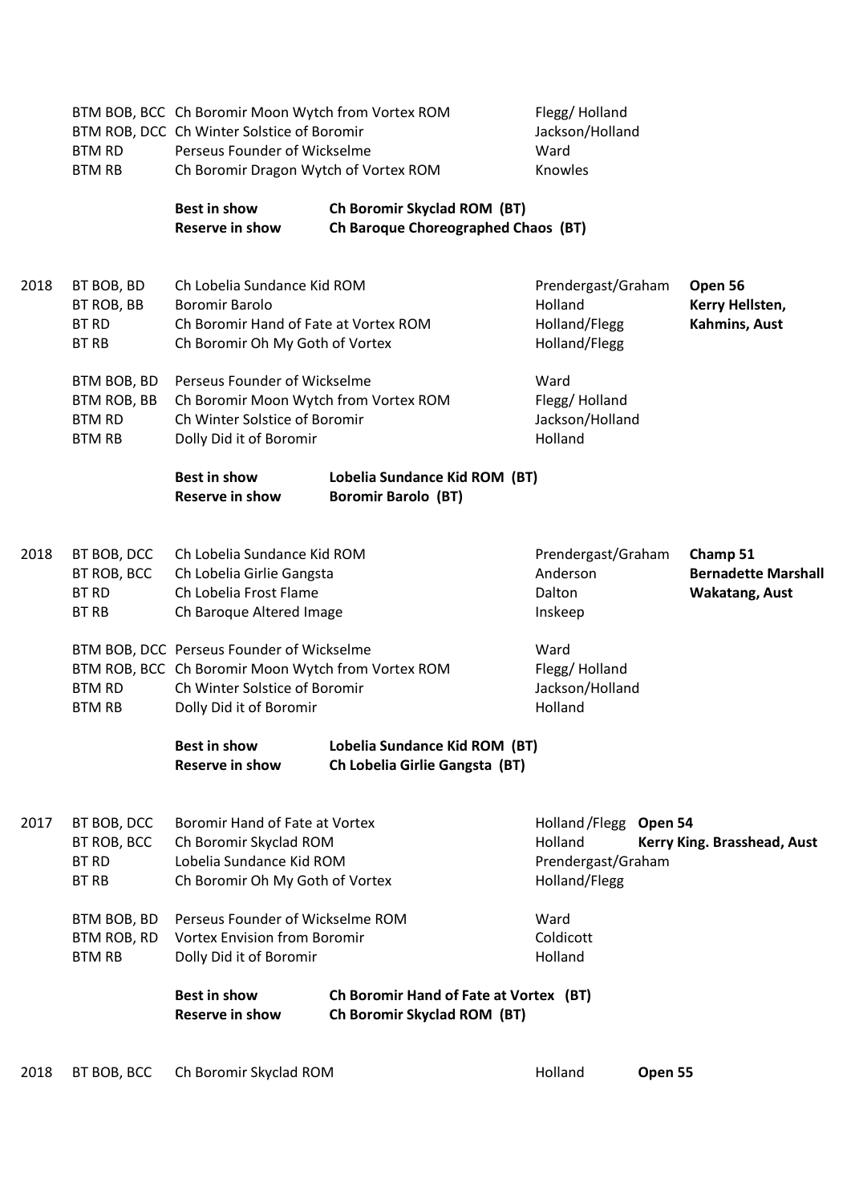| | | | | |
|---|---|---|---|---|
| | BTM BOB, BCC | Ch Boromir Moon Wytch from Vortex ROM | Flegg/ Holland | |
| | BTM ROB, DCC | Ch Winter Solstice of Boromir | Jackson/Holland | |
| | BTM RD | Perseus Founder of Wickselme | Ward | |
| | BTM RB | Ch Boromir Dragon Wytch of Vortex ROM | Knowles | |
| | | **Best in show** | **Ch Boromir Skyclad ROM (BT)** | |
| | | **Reserve in show** | **Ch Baroque Choreographed Chaos (BT)** | |
| 2018 | BT BOB, BD | Ch Lobelia Sundance Kid ROM | Prendergast/Graham | **Open 56** |
| | BT ROB, BB | Boromir Barolo | Holland | **Kerry Hellsten,** |
| | BT RD | Ch Boromir Hand of Fate at Vortex ROM | Holland/Flegg | **Kahmins, Aust** |
| | BT RB | Ch Boromir Oh My Goth of Vortex | Holland/Flegg | |
| | BTM BOB, BD | Perseus Founder of Wickselme | Ward | |
| | BTM ROB, BB | Ch Boromir Moon Wytch from Vortex ROM | Flegg/ Holland | |
| | BTM RD | Ch Winter Solstice of Boromir | Jackson/Holland | |
| | BTM RB | Dolly Did it of Boromir | Holland | |
| | | **Best in show** | **Lobelia Sundance Kid ROM (BT)** | |
| | | **Reserve in show** | **Boromir Barolo (BT)** | |
| 2018 | BT BOB, DCC | Ch Lobelia Sundance Kid ROM | Prendergast/Graham | **Champ 51** |
| | BT ROB, BCC | Ch Lobelia Girlie Gangsta | Anderson | **Bernadette Marshall** |
| | BT RD | Ch Lobelia Frost Flame | Dalton | **Wakatang, Aust** |
| | BT RB | Ch Baroque Altered Image | Inskeep | |
| | BTM BOB, DCC | Perseus Founder of Wickselme | Ward | |
| | BTM ROB, BCC | Ch Boromir Moon Wytch from Vortex ROM | Flegg/ Holland | |
| | BTM RD | Ch Winter Solstice of Boromir | Jackson/Holland | |
| | BTM RB | Dolly Did it of Boromir | Holland | |
| | | **Best in show** | **Lobelia Sundance Kid ROM (BT)** | |
| | | **Reserve in show** | **Ch Lobelia Girlie Gangsta (BT)** | |
| 2017 | BT BOB, DCC | Boromir Hand of Fate at Vortex | Holland /Flegg | **Open 54** |
| | BT ROB, BCC | Ch Boromir Skyclad ROM | Holland | **Kerry King. Brasshead, Aust** |
| | BT RD | Lobelia Sundance Kid ROM | Prendergast/Graham | |
| | BT RB | Ch Boromir Oh My Goth of Vortex | Holland/Flegg | |
| | BTM BOB, BD | Perseus Founder of Wickselme ROM | Ward | |
| | BTM ROB, RD | Vortex Envision from Boromir | Coldicott | |
| | BTM RB | Dolly Did it of Boromir | Holland | |
| | | **Best in show** | **Ch Boromir Hand of Fate at Vortex (BT)** | |
| | | **Reserve in show** | **Ch Boromir Skyclad ROM (BT)** | |
| 2018 | BT BOB, BCC | Ch Boromir Skyclad ROM | Holland | **Open 55** |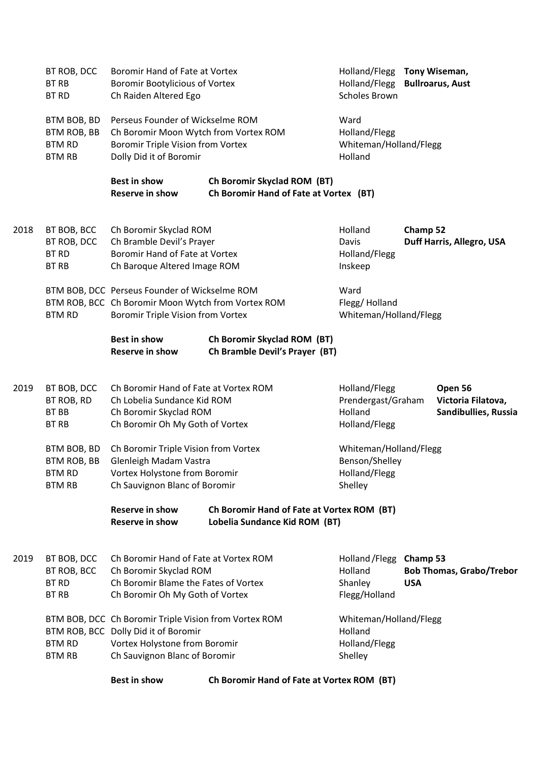| | | | | |
|---|---|---|---|---|
| | BT ROB, DCC | Boromir Hand of Fate at Vortex | Holland/Flegg | **Tony Wiseman,** |
| | BT RB | Boromir Bootylicious of Vortex | Holland/Flegg | **Bullroarus, Aust** |
| | BT RD | Ch Raiden Altered Ego | Scholes Brown | |
| | BTM BOB, BD | Perseus Founder of Wickselme ROM | Ward | |
| | BTM ROB, BB | Ch Boromir Moon Wytch from Vortex ROM | Holland/Flegg | |
| | BTM RD | Boromir Triple Vision from Vortex | Whiteman/Holland/Flegg | |
| | BTM RB | Dolly Did it of Boromir | Holland | |
| | **Best in show** | **Ch Boromir Skyclad ROM (BT)** | | |
| | **Reserve in show** | **Ch Boromir Hand of Fate at Vortex (BT)** | | |
| 2018 | BT BOB, BCC | Ch Boromir Skyclad ROM | Holland | **Champ 52** |
| | BT ROB, DCC | Ch Bramble Devil's Prayer | Davis | **Duff Harris, Allegro, USA** |
| | BT RD | Boromir Hand of Fate at Vortex | Holland/Flegg | |
| | BT RB | Ch Baroque Altered Image ROM | Inskeep | |
| | BTM BOB, DCC | Perseus Founder of Wickselme ROM | Ward | |
| | BTM ROB, BCC | Ch Boromir Moon Wytch from Vortex ROM | Flegg/ Holland | |
| | BTM RD | Boromir Triple Vision from Vortex | Whiteman/Holland/Flegg | |
| | **Best in show** | **Ch Boromir Skyclad ROM (BT)** | | |
| | **Reserve in show** | **Ch Bramble Devil's Prayer (BT)** | | |
| 2019 | BT BOB, DCC | Ch Boromir Hand of Fate at Vortex ROM | Holland/Flegg | **Open 56** |
| | BT ROB, RD | Ch Lobelia Sundance Kid ROM | Prendergast/Graham | **Victoria Filatova,** |
| | BT BB | Ch Boromir Skyclad ROM | Holland | **Sandibullies, Russia** |
| | BT RB | Ch Boromir Oh My Goth of Vortex | Holland/Flegg | |
| | BTM BOB, BD | Ch Boromir Triple Vision from Vortex | Whiteman/Holland/Flegg | |
| | BTM ROB, BB | Glenleigh Madam Vastra | Benson/Shelley | |
| | BTM RD | Vortex Holystone from Boromir | Holland/Flegg | |
| | BTM RB | Ch Sauvignon Blanc of Boromir | Shelley | |
| | **Reserve in show** | **Ch Boromir Hand of Fate at Vortex ROM (BT)** | | |
| | **Reserve in show** | **Lobelia Sundance Kid ROM (BT)** | | |
| 2019 | BT BOB, DCC | Ch Boromir Hand of Fate at Vortex ROM | Holland /Flegg | **Champ 53** |
| | BT ROB, BCC | Ch Boromir Skyclad ROM | Holland | **Bob Thomas, Grabo/Trebor** |
| | BT RD | Ch Boromir Blame the Fates of Vortex | Shanley | **USA** |
| | BT RB | Ch Boromir Oh My Goth of Vortex | Flegg/Holland | |
| | BTM BOB, DCC | Ch Boromir Triple Vision from Vortex ROM | Whiteman/Holland/Flegg | |
| | BTM ROB, BCC | Dolly Did it of Boromir | Holland | |
| | BTM RD | Vortex Holystone from Boromir | Holland/Flegg | |
| | BTM RB | Ch Sauvignon Blanc of Boromir | Shelley | |
| | **Best in show** | **Ch Boromir Hand of Fate at Vortex ROM (BT)** | | |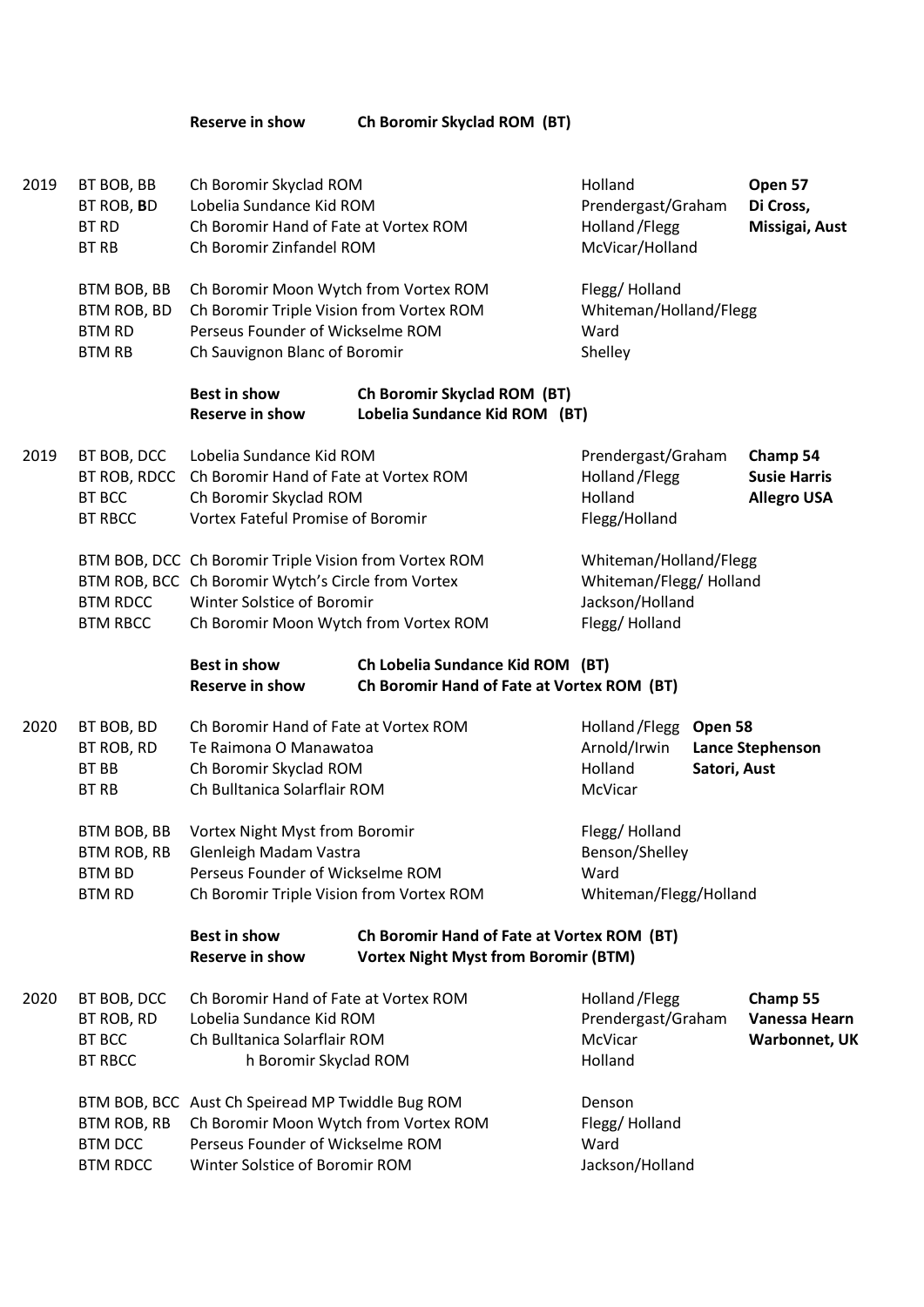| | | | | |
|---|---|---|---|---|
| | **Reserve in show** | **Ch Boromir Skyclad ROM (BT)** | | |
| 2019 | BT BOB, BB | Ch Boromir Skyclad ROM | Holland | **Open 57** |
| | BT ROB, **B**D | Lobelia Sundance Kid ROM | Prendergast/Graham | **Di Cross,** |
| | BT RD | Ch Boromir Hand of Fate at Vortex ROM | Holland /Flegg | **Missigai, Aust** |
| | BT RB | Ch Boromir Zinfandel ROM | McVicar/Holland | |
| | BTM BOB, BB | Ch Boromir Moon Wytch from Vortex ROM | Flegg/ Holland | |
| | BTM ROB, BD | Ch Boromir Triple Vision from Vortex ROM | Whiteman/Holland/Flegg | |
| | BTM RD | Perseus Founder of Wickselme ROM | Ward | |
| | BTM RB | Ch Sauvignon Blanc of Boromir | Shelley | |
| | **Best in show** | **Ch Boromir Skyclad ROM (BT)** | | |
| | **Reserve in show** | **Lobelia Sundance Kid ROM (BT)** | | |
| 2019 | BT BOB, DCC | Lobelia Sundance Kid ROM | Prendergast/Graham | **Champ 54** |
| | BT ROB, RDCC | Ch Boromir Hand of Fate at Vortex ROM | Holland /Flegg | **Susie Harris** |
| | BT BCC | Ch Boromir Skyclad ROM | Holland | **Allegro USA** |
| | BT RBCC | Vortex Fateful Promise of Boromir | Flegg/Holland | |
| | BTM BOB, DCC | Ch Boromir Triple Vision from Vortex ROM | Whiteman/Holland/Flegg | |
| | BTM ROB, BCC | Ch Boromir Wytch's Circle from Vortex | Whiteman/Flegg/ Holland | |
| | BTM RDCC | Winter Solstice of Boromir | Jackson/Holland | |
| | BTM RBCC | Ch Boromir Moon Wytch from Vortex ROM | Flegg/ Holland | |
| | **Best in show** | **Ch Lobelia Sundance Kid ROM (BT)** | | |
| | **Reserve in show** | **Ch Boromir Hand of Fate at Vortex ROM (BT)** | | |
| 2020 | BT BOB, BD | Ch Boromir Hand of Fate at Vortex ROM | Holland /Flegg | **Open 58** |
| | BT ROB, RD | Te Raimona O Manawatoa | Arnold/Irwin | **Lance Stephenson** |
| | BT BB | Ch Boromir Skyclad ROM | Holland | **Satori, Aust** |
| | BT RB | Ch Bulltanica Solarflair ROM | McVicar | |
| | BTM BOB, BB | Vortex Night Myst from Boromir | Flegg/ Holland | |
| | BTM ROB, RB | Glenleigh Madam Vastra | Benson/Shelley | |
| | BTM BD | Perseus Founder of Wickselme ROM | Ward | |
| | BTM RD | Ch Boromir Triple Vision from Vortex ROM | Whiteman/Flegg/Holland | |
| | **Best in show** | **Ch Boromir Hand of Fate at Vortex ROM (BT)** | | |
| | **Reserve in show** | **Vortex Night Myst from Boromir (BTM)** | | |
| 2020 | BT BOB, DCC | Ch Boromir Hand of Fate at Vortex ROM | Holland /Flegg | **Champ 55** |
| | BT ROB, RD | Lobelia Sundance Kid ROM | Prendergast/Graham | **Vanessa Hearn** |
| | BT BCC | Ch Bulltanica Solarflair ROM | McVicar | **Warbonnet, UK** |
| | BT RBCC | h Boromir Skyclad ROM | Holland | |
| | BTM BOB, BCC | Aust Ch Speiread MP Twiddle Bug ROM | Denson | |
| | BTM ROB, RB | Ch Boromir Moon Wytch from Vortex ROM | Flegg/ Holland | |
| | BTM DCC | Perseus Founder of Wickselme ROM | Ward | |
| | BTM RDCC | Winter Solstice of Boromir ROM | Jackson/Holland | |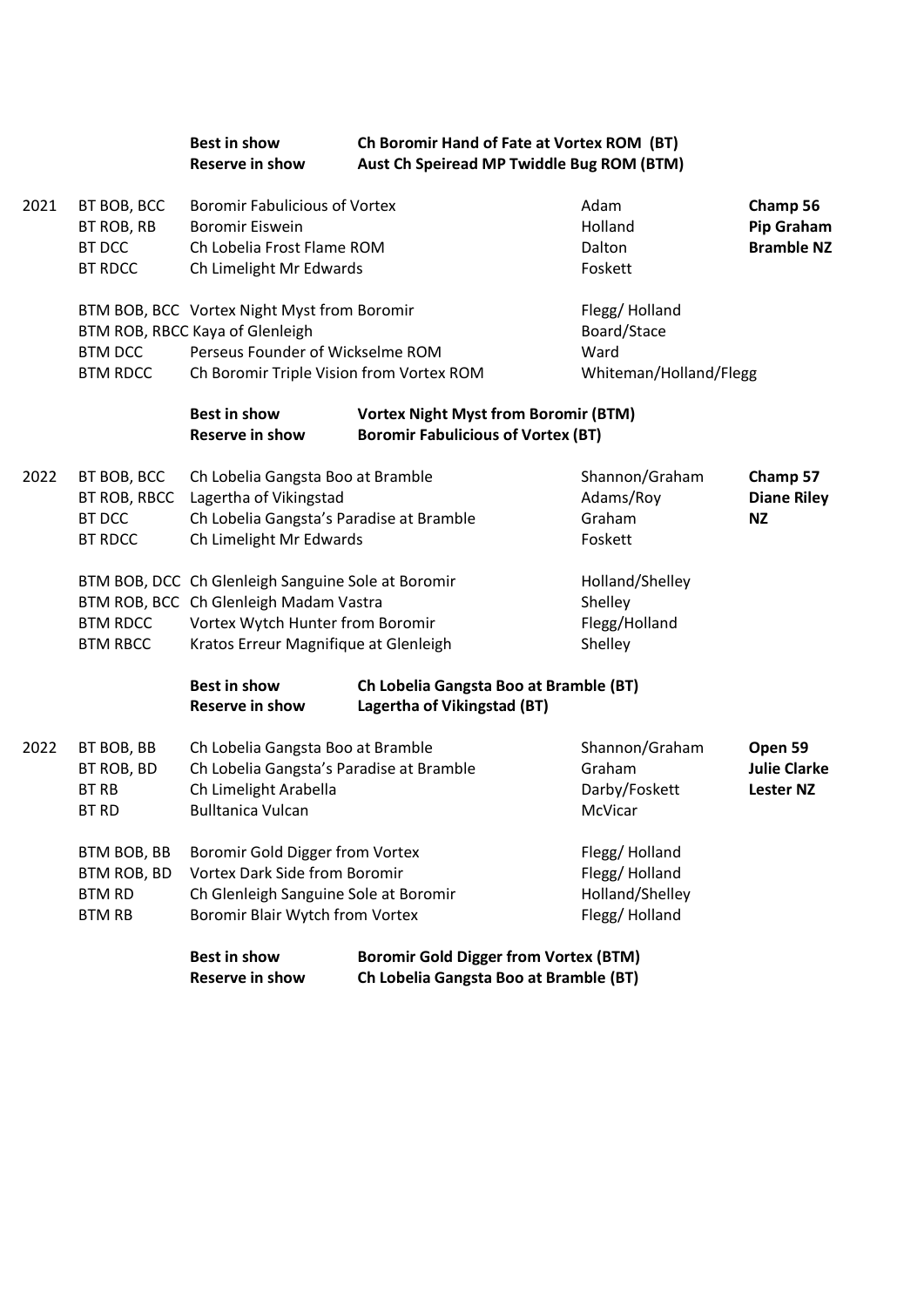| | | | | |
|---|---|---|---|---|
| | **Best in show** | **Ch Boromir Hand of Fate at Vortex ROM (BT)** | | |
| | **Reserve in show** | **Aust Ch Speiread MP Twiddle Bug ROM (BTM)** | | |
| 2021 | BT BOB, BCC | Boromir Fabulicious of Vortex | Adam | **Champ 56** |
| | BT ROB, RB | Boromir Eiswein | Holland | **Pip Graham** |
| | BT DCC | Ch Lobelia Frost Flame ROM | Dalton | **Bramble NZ** |
| | BT RDCC | Ch Limelight Mr Edwards | Foskett | |
| | BTM BOB, BCC | Vortex Night Myst from Boromir | Flegg/ Holland | |
| | BTM ROB, RBCC | Kaya of Glenleigh | Board/Stace | |
| | BTM DCC | Perseus Founder of Wickselme ROM | Ward | |
| | BTM RDCC | Ch Boromir Triple Vision from Vortex ROM | Whiteman/Holland/Flegg | |
| | **Best in show** | **Vortex Night Myst from Boromir (BTM)** | | |
| | **Reserve in show** | **Boromir Fabulicious of Vortex (BT)** | | |
| 2022 | BT BOB, BCC | Ch Lobelia Gangsta Boo at Bramble | Shannon/Graham | **Champ 57** |
| | BT ROB, RBCC | Lagertha of Vikingstad | Adams/Roy | **Diane Riley** |
| | BT DCC | Ch Lobelia Gangsta's Paradise at Bramble | Graham | **NZ** |
| | BT RDCC | Ch Limelight Mr Edwards | Foskett | |
| | BTM BOB, DCC | Ch Glenleigh Sanguine Sole at Boromir | Holland/Shelley | |
| | BTM ROB, BCC | Ch Glenleigh Madam Vastra | Shelley | |
| | BTM RDCC | Vortex Wytch Hunter from Boromir | Flegg/Holland | |
| | BTM RBCC | Kratos Erreur Magnifique at Glenleigh | Shelley | |
| | **Best in show** | **Ch Lobelia Gangsta Boo at Bramble (BT)** | | |
| | **Reserve in show** | **Lagertha of Vikingstad (BT)** | | |
| 2022 | BT BOB, BB | Ch Lobelia Gangsta Boo at Bramble | Shannon/Graham | **Open 59** |
| | BT ROB, BD | Ch Lobelia Gangsta's Paradise at Bramble | Graham | **Julie Clarke** |
| | BT RB | Ch Limelight Arabella | Darby/Foskett | **Lester NZ** |
| | BT RD | Bulltanica Vulcan | McVicar | |
| | BTM BOB, BB | Boromir Gold Digger from Vortex | Flegg/ Holland | |
| | BTM ROB, BD | Vortex Dark Side from Boromir | Flegg/ Holland | |
| | BTM RD | Ch Glenleigh Sanguine Sole at Boromir | Holland/Shelley | |
| | BTM RB | Boromir Blair Wytch from Vortex | Flegg/ Holland | |
| | **Best in show** | **Boromir Gold Digger from Vortex (BTM)** | | |
| | **Reserve in show** | **Ch Lobelia Gangsta Boo at Bramble (BT)** | | |